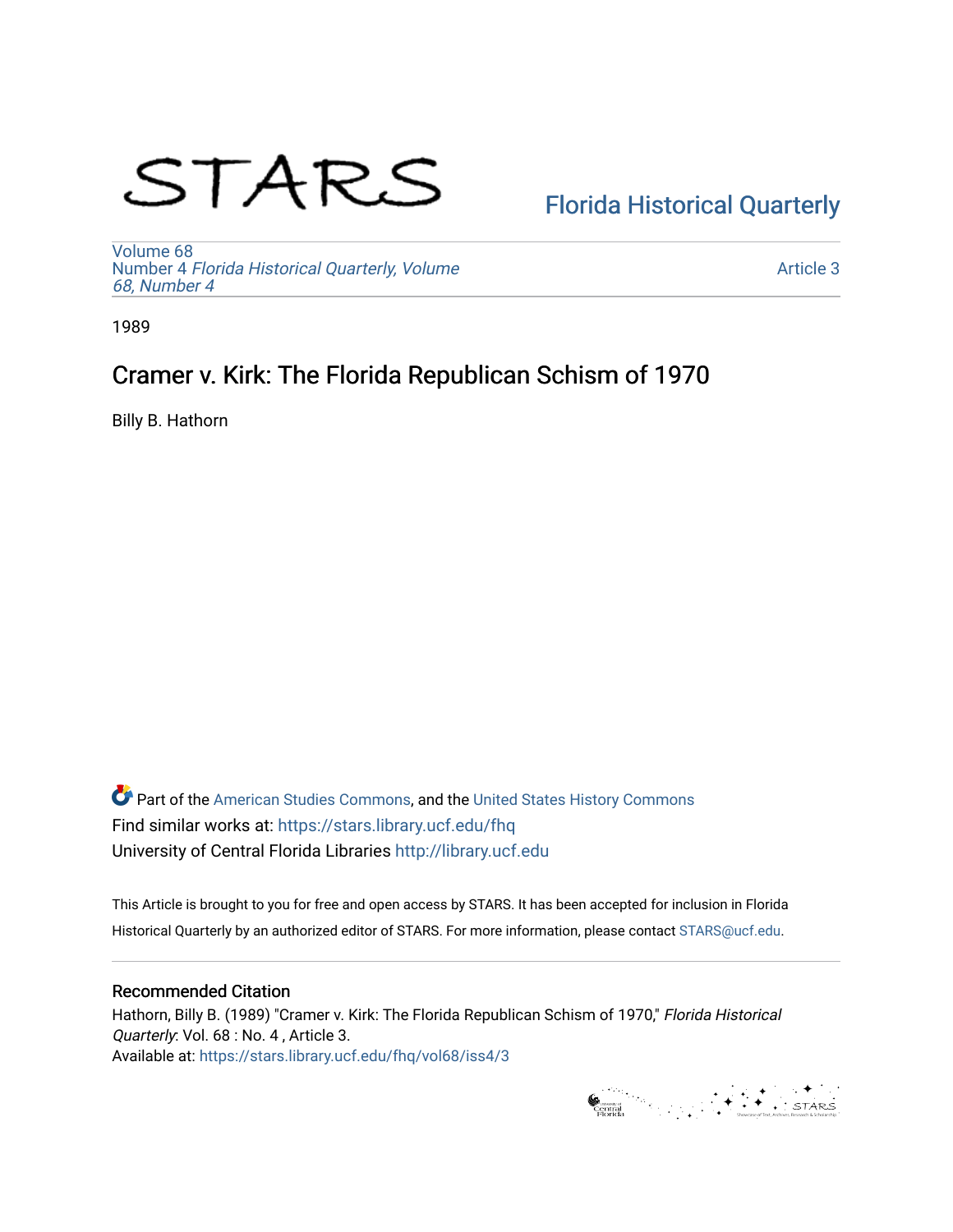STARS

Florida Historical Quarterly

Volume 68
Number 4 *Florida Historical Quarterly, Volume 68, Number 4*

Article 3

1989

# Cramer v. Kirk: The Florida Republican Schism of 1970

Billy B. Hathorn

Part of the American Studies Commons, and the United States History Commons
Find similar works at: https://stars.library.ucf.edu/fhq
University of Central Florida Libraries http://library.ucf.edu

This Article is brought to you for free and open access by STARS. It has been accepted for inclusion in Florida Historical Quarterly by an authorized editor of STARS. For more information, please contact STARS@ucf.edu.

## Recommended Citation

Hathorn, Billy B. (1989) "Cramer v. Kirk: The Florida Republican Schism of 1970," *Florida Historical Quarterly*: Vol. 68 : No. 4 , Article 3.
Available at: https://stars.library.ucf.edu/fhq/vol68/iss4/3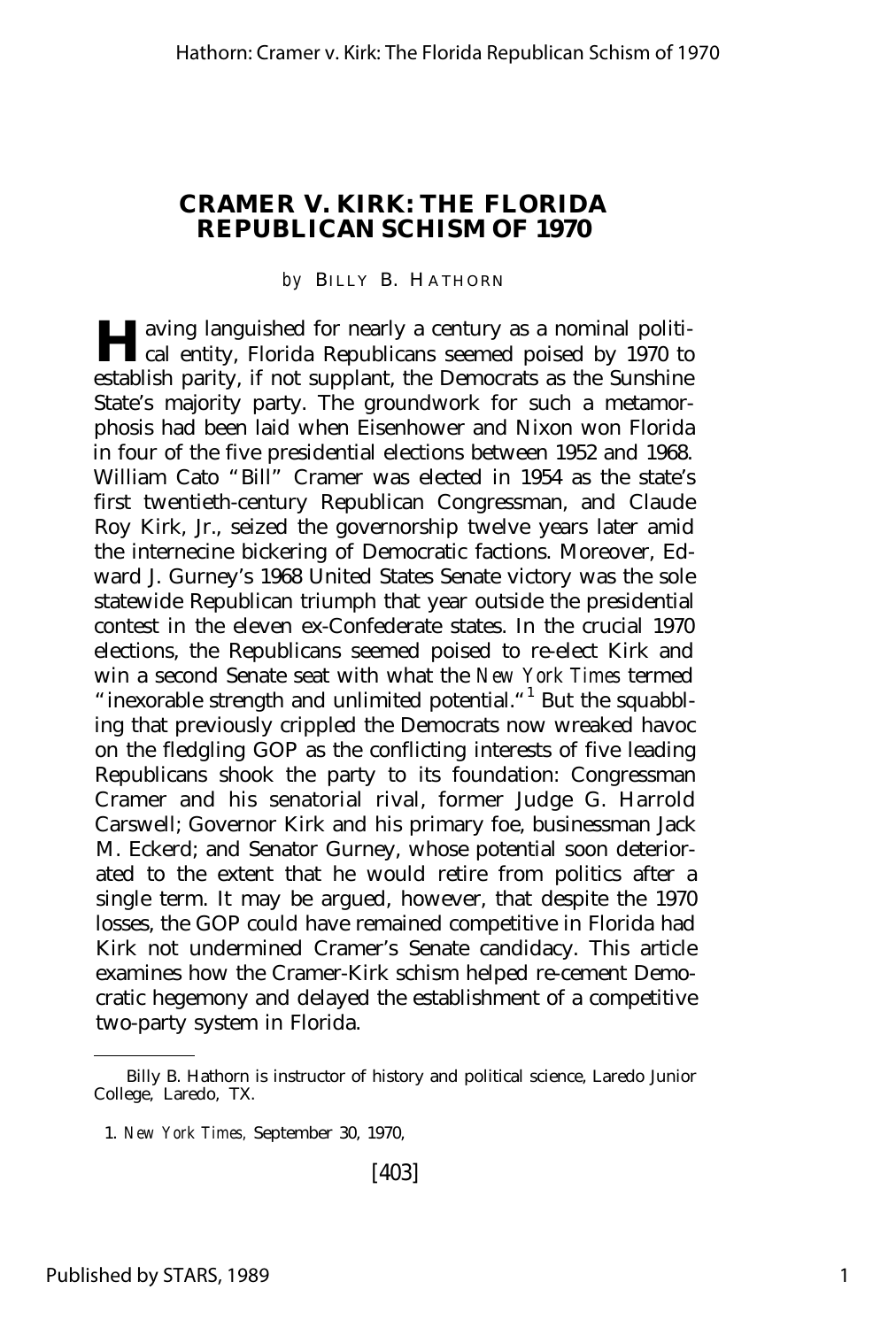# CRAMER V. KIRK: THE FLORIDA REPUBLICAN SCHISM OF 1970

*by* BILLY B. HATHORN

Having languished for nearly a century as a nominal political entity, Florida Republicans seemed poised by 1970 to establish parity, if not supplant, the Democrats as the Sunshine State's majority party. The groundwork for such a metamorphosis had been laid when Eisenhower and Nixon won Florida in four of the five presidential elections between 1952 and 1968. William Cato "Bill" Cramer was elected in 1954 as the state's first twentieth-century Republican Congressman, and Claude Roy Kirk, Jr., seized the governorship twelve years later amid the internecine bickering of Democratic factions. Moreover, Edward J. Gurney's 1968 United States Senate victory was the sole statewide Republican triumph that year outside the presidential contest in the eleven ex-Confederate states. In the crucial 1970 elections, the Republicans seemed poised to re-elect Kirk and win a second Senate seat with what the *New York Times* termed "inexorable strength and unlimited potential."[1] But the squabbling that previously crippled the Democrats now wreaked havoc on the fledgling GOP as the conflicting interests of five leading Republicans shook the party to its foundation: Congressman Cramer and his senatorial rival, former Judge G. Harrold Carswell; Governor Kirk and his primary foe, businessman Jack M. Eckerd; and Senator Gurney, whose potential soon deteriorated to the extent that he would retire from politics after a single term. It may be argued, however, that despite the 1970 losses, the GOP could have remained competitive in Florida had Kirk not undermined Cramer's Senate candidacy. This article examines how the Cramer-Kirk schism helped re-cement Democratic hegemony and delayed the establishment of a competitive two-party system in Florida.

---

Billy B. Hathorn is instructor of history and political science, Laredo Junior College, Laredo, TX.

1. *New York Times,* September 30, 1970,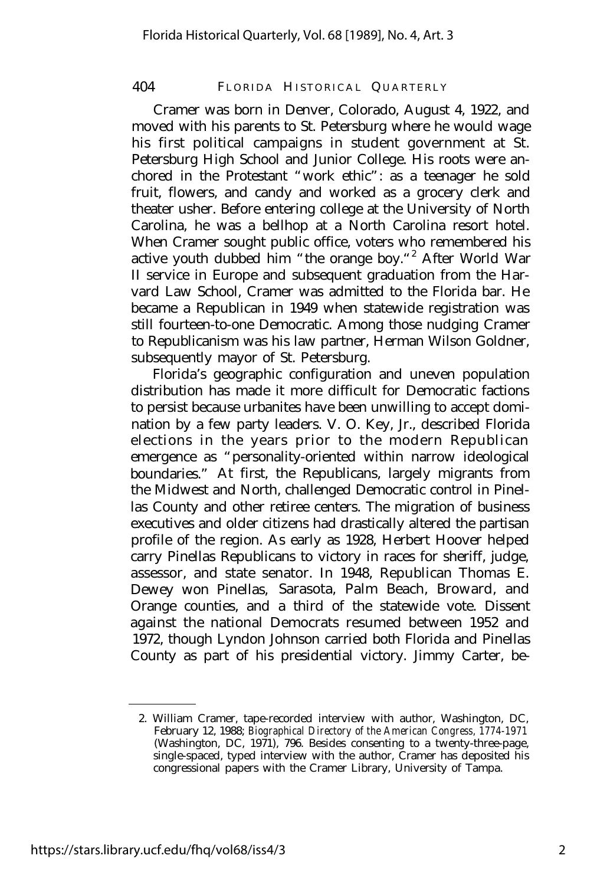Cramer was born in Denver, Colorado, August 4, 1922, and moved with his parents to St. Petersburg where he would wage his first political campaigns in student government at St. Petersburg High School and Junior College. His roots were anchored in the Protestant "work ethic": as a teenager he sold fruit, flowers, and candy and worked as a grocery clerk and theater usher. Before entering college at the University of North Carolina, he was a bellhop at a North Carolina resort hotel. When Cramer sought public office, voters who remembered his active youth dubbed him "the orange boy."[2] After World War II service in Europe and subsequent graduation from the Harvard Law School, Cramer was admitted to the Florida bar. He became a Republican in 1949 when statewide registration was still fourteen-to-one Democratic. Among those nudging Cramer to Republicanism was his law partner, Herman Wilson Goldner, subsequently mayor of St. Petersburg.

Florida's geographic configuration and uneven population distribution has made it more difficult for Democratic factions to persist because urbanites have been unwilling to accept domination by a few party leaders. V. O. Key, Jr., described Florida elections in the years prior to the modern Republican emergence as "personality-oriented within narrow ideological boundaries." At first, the Republicans, largely migrants from the Midwest and North, challenged Democratic control in Pinellas County and other retiree centers. The migration of business executives and older citizens had drastically altered the partisan profile of the region. As early as 1928, Herbert Hoover helped carry Pinellas Republicans to victory in races for sheriff, judge, assessor, and state senator. In 1948, Republican Thomas E. Dewey won Pinellas, Sarasota, Palm Beach, Broward, and Orange counties, and a third of the statewide vote. Dissent against the national Democrats resumed between 1952 and 1972, though Lyndon Johnson carried both Florida and Pinellas County as part of his presidential victory. Jimmy Carter, be-

---

2. William Cramer, tape-recorded interview with author, Washington, DC, February 12, 1988; *Biographical Directory of the American Congress, 1774-1971* (Washington, DC, 1971), 796. Besides consenting to a twenty-three-page, single-spaced, typed interview with the author, Cramer has deposited his congressional papers with the Cramer Library, University of Tampa.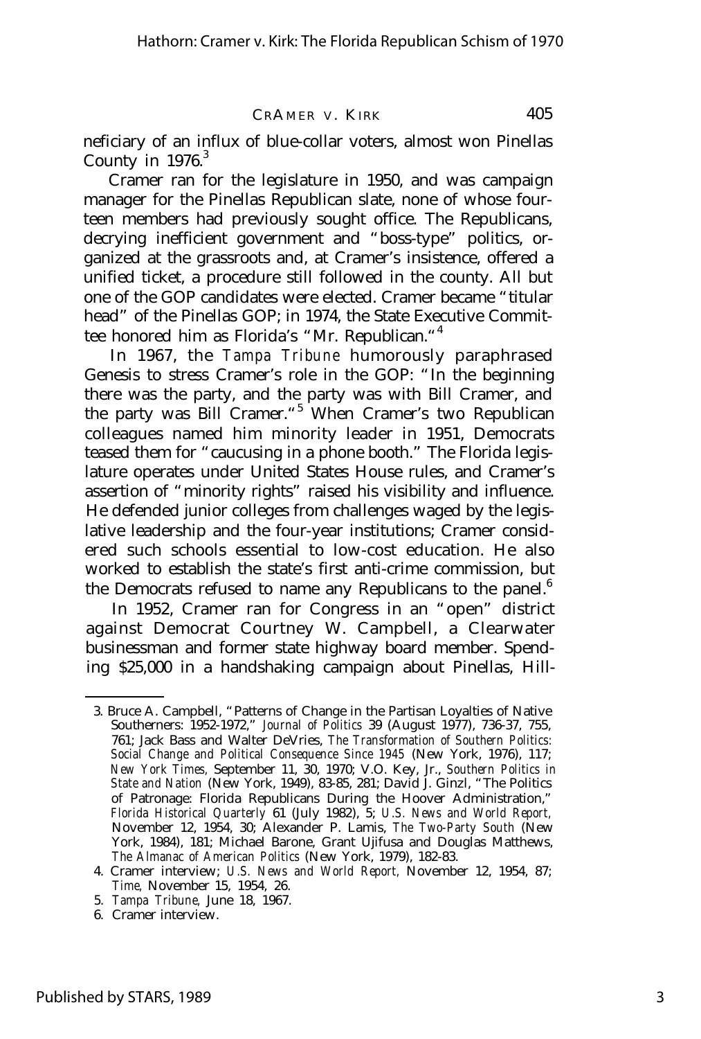neficiary of an influx of blue-collar voters, almost won Pinellas County in 1976.[3]

Cramer ran for the legislature in 1950, and was campaign manager for the Pinellas Republican slate, none of whose fourteen members had previously sought office. The Republicans, decrying inefficient government and "boss-type" politics, organized at the grassroots and, at Cramer's insistence, offered a unified ticket, a procedure still followed in the county. All but one of the GOP candidates were elected. Cramer became "titular head" of the Pinellas GOP; in 1974, the State Executive Committee honored him as Florida's "Mr. Republican."[4]

In 1967, the *Tampa Tribune* humorously paraphrased Genesis to stress Cramer's role in the GOP: "In the beginning there was the party, and the party was with Bill Cramer, and the party was Bill Cramer."[5] When Cramer's two Republican colleagues named him minority leader in 1951, Democrats teased them for "caucusing in a phone booth." The Florida legislature operates under United States House rules, and Cramer's assertion of "minority rights" raised his visibility and influence. He defended junior colleges from challenges waged by the legislative leadership and the four-year institutions; Cramer considered such schools essential to low-cost education. He also worked to establish the state's first anti-crime commission, but the Democrats refused to name any Republicans to the panel.[6]

In 1952, Cramer ran for Congress in an "open" district against Democrat Courtney W. Campbell, a Clearwater businessman and former state highway board member. Spending $25,000 in a handshaking campaign about Pinellas, Hill-

---

3. Bruce A. Campbell, "Patterns of Change in the Partisan Loyalties of Native Southerners: 1952-1972," *Journal of Politics* 39 (August 1977), 736-37, 755, 761; Jack Bass and Walter DeVries, *The Transformation of Southern Politics: Social Change and Political Consequence Since 1945* (New York, 1976), 117; *New York Times,* September 11, 30, 1970; V.O. Key, Jr., *Southern Politics in State and Nation* (New York, 1949), 83-85, 281; David J. Ginzl, "The Politics of Patronage: Florida Republicans During the Hoover Administration," *Florida Historical Quarterly* 61 (July 1982), 5; *U.S. News and World Report,* November 12, 1954, 30; Alexander P. Lamis, *The Two-Party South* (New York, 1984), 181; Michael Barone, Grant Ujifusa and Douglas Matthews, *The Almanac of American Politics* (New York, 1979), 182-83.
4. Cramer interview; *U.S. News and World Report,* November 12, 1954, 87; *Time,* November 15, 1954, 26.
5. *Tampa Tribune,* June 18, 1967.
6. Cramer interview.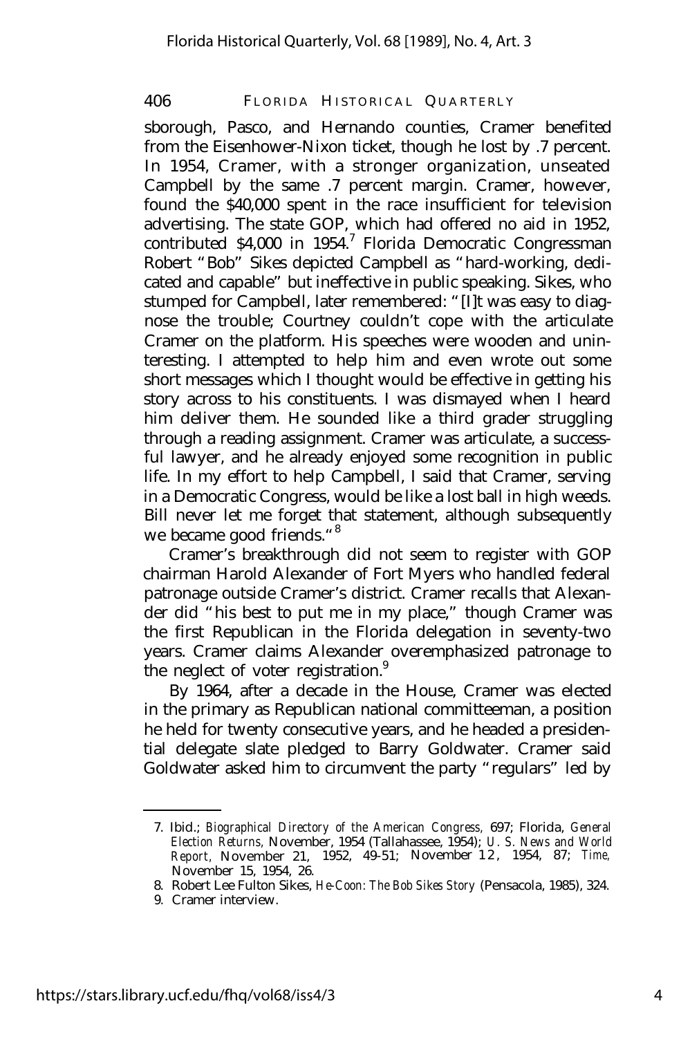sborough, Pasco, and Hernando counties, Cramer benefited from the Eisenhower-Nixon ticket, though he lost by .7 percent. In 1954, Cramer, with a stronger organization, unseated Campbell by the same .7 percent margin. Cramer, however, found the $40,000 spent in the race insufficient for television advertising. The state GOP, which had offered no aid in 1952, contributed $4,000 in 1954.[7] Florida Democratic Congressman Robert "Bob" Sikes depicted Campbell as "hard-working, dedicated and capable" but ineffective in public speaking. Sikes, who stumped for Campbell, later remembered: "[I]t was easy to diagnose the trouble; Courtney couldn't cope with the articulate Cramer on the platform. His speeches were wooden and uninteresting. I attempted to help him and even wrote out some short messages which I thought would be effective in getting his story across to his constituents. I was dismayed when I heard him deliver them. He sounded like a third grader struggling through a reading assignment. Cramer was articulate, a successful lawyer, and he already enjoyed some recognition in public life. In my effort to help Campbell, I said that Cramer, serving in a Democratic Congress, would be like a lost ball in high weeds. Bill never let me forget that statement, although subsequently we became good friends."[8]

Cramer's breakthrough did not seem to register with GOP chairman Harold Alexander of Fort Myers who handled federal patronage outside Cramer's district. Cramer recalls that Alexander did "his best to put me in my place," though Cramer was the first Republican in the Florida delegation in seventy-two years. Cramer claims Alexander overemphasized patronage to the neglect of voter registration.[9]

By 1964, after a decade in the House, Cramer was elected in the primary as Republican national committeeman, a position he held for twenty consecutive years, and he headed a presidential delegate slate pledged to Barry Goldwater. Cramer said Goldwater asked him to circumvent the party "regulars" led by

7. Ibid.; *Biographical Directory of the American Congress*, 697; Florida, *General Election Returns*, November, 1954 (Tallahassee, 1954); *U. S. News and World Report*, November 21, 1952, 49-51; November 12, 1954, 87; *Time*, November 15, 1954, 26.

8. Robert Lee Fulton Sikes, *He-Coon: The Bob Sikes Story* (Pensacola, 1985), 324.

9. Cramer interview.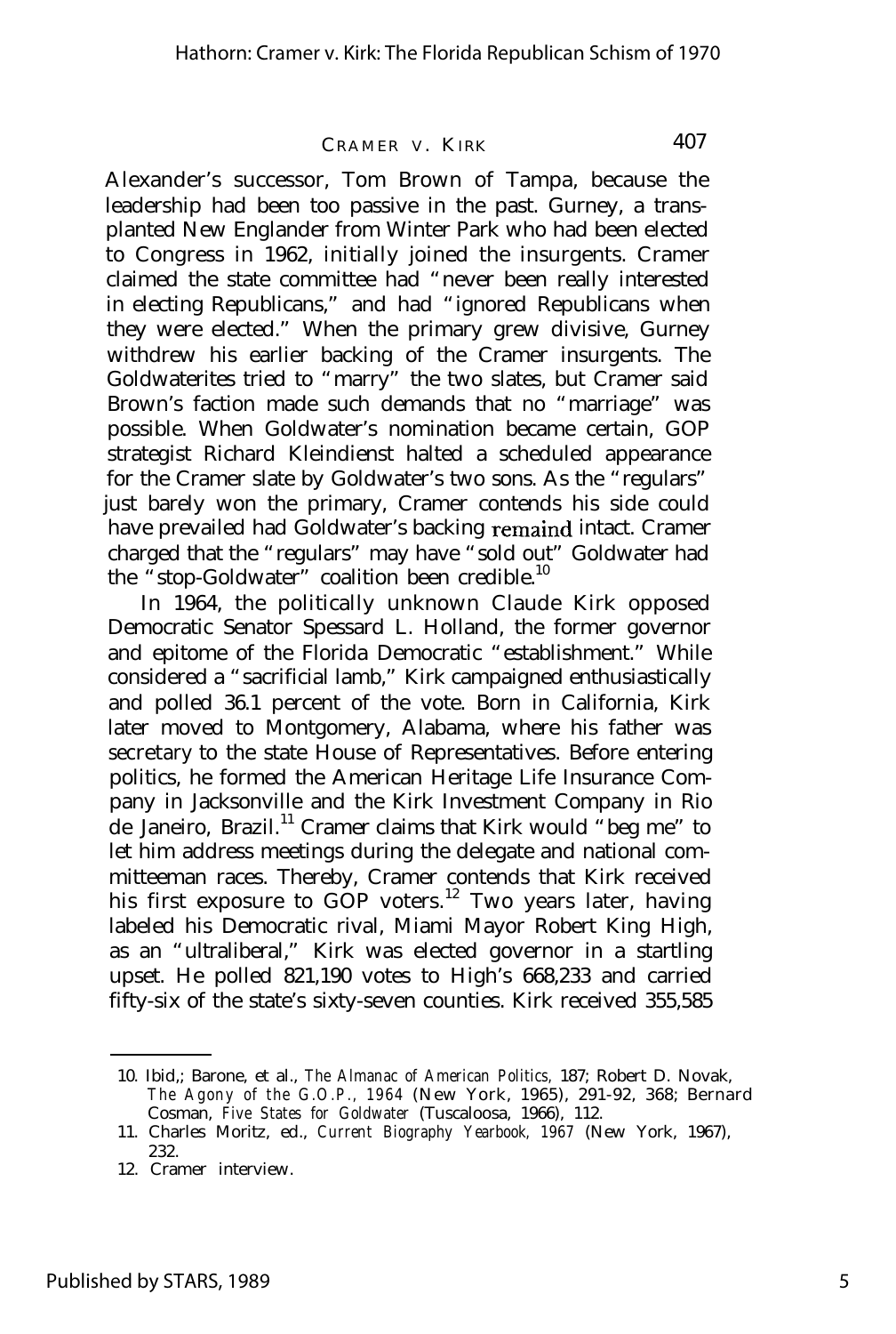Alexander's successor, Tom Brown of Tampa, because the leadership had been too passive in the past. Gurney, a transplanted New Englander from Winter Park who had been elected to Congress in 1962, initially joined the insurgents. Cramer claimed the state committee had "never been really interested in electing Republicans," and had "ignored Republicans when they were elected." When the primary grew divisive, Gurney withdrew his earlier backing of the Cramer insurgents. The Goldwaterites tried to "marry" the two slates, but Cramer said Brown's faction made such demands that no "marriage" was possible. When Goldwater's nomination became certain, GOP strategist Richard Kleindienst halted a scheduled appearance for the Cramer slate by Goldwater's two sons. As the "regulars" just barely won the primary, Cramer contends his side could have prevailed had Goldwater's backing remaind intact. Cramer charged that the "regulars" may have "sold out" Goldwater had the "stop-Goldwater" coalition been credible.[10]

In 1964, the politically unknown Claude Kirk opposed Democratic Senator Spessard L. Holland, the former governor and epitome of the Florida Democratic "establishment." While considered a "sacrificial lamb," Kirk campaigned enthusiastically and polled 36.1 percent of the vote. Born in California, Kirk later moved to Montgomery, Alabama, where his father was secretary to the state House of Representatives. Before entering politics, he formed the American Heritage Life Insurance Company in Jacksonville and the Kirk Investment Company in Rio de Janeiro, Brazil.[11] Cramer claims that Kirk would "beg me" to let him address meetings during the delegate and national committeeman races. Thereby, Cramer contends that Kirk received his first exposure to GOP voters.[12] Two years later, having labeled his Democratic rival, Miami Mayor Robert King High, as an "ultraliberal," Kirk was elected governor in a startling upset. He polled 821,190 votes to High's 668,233 and carried fifty-six of the state's sixty-seven counties. Kirk received 355,585

---

10. Ibid,; Barone, et al., *The Almanac of American Politics,* 187; Robert D. Novak, *The Agony of the G.O.P., 1964* (New York, 1965), 291-92, 368; Bernard Cosman, *Five States for Goldwater* (Tuscaloosa, 1966), 112.
11. Charles Moritz, ed., *Current Biography Yearbook, 1967* (New York, 1967), 232.
12. Cramer interview.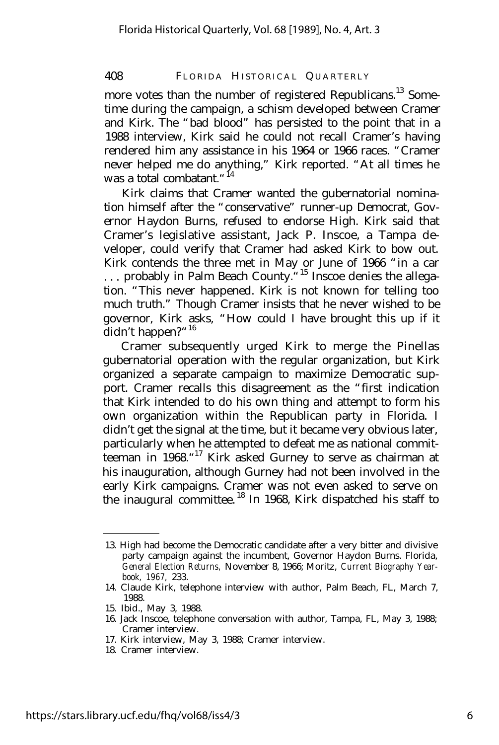more votes than the number of registered Republicans.[13] Sometime during the campaign, a schism developed between Cramer and Kirk. The "bad blood" has persisted to the point that in a 1988 interview, Kirk said he could not recall Cramer's having rendered him any assistance in his 1964 or 1966 races. "Cramer never helped me do anything," Kirk reported. "At all times he was a total combatant."[14]

Kirk claims that Cramer wanted the gubernatorial nomination himself after the "conservative" runner-up Democrat, Governor Haydon Burns, refused to endorse High. Kirk said that Cramer's legislative assistant, Jack P. Inscoe, a Tampa developer, could verify that Cramer had asked Kirk to bow out. Kirk contends the three met in May or June of 1966 "in a car . . . probably in Palm Beach County."[15] Inscoe denies the allegation. "This never happened. Kirk is not known for telling too much truth." Though Cramer insists that he never wished to be governor, Kirk asks, "How could I have brought this up if it didn't happen?"[16]

Cramer subsequently urged Kirk to merge the Pinellas gubernatorial operation with the regular organization, but Kirk organized a separate campaign to maximize Democratic support. Cramer recalls this disagreement as the "first indication that Kirk intended to do his own thing and attempt to form his own organization within the Republican party in Florida. I didn't get the signal at the time, but it became very obvious later, particularly when he attempted to defeat me as national committeeman in 1968."[17] Kirk asked Gurney to serve as chairman at his inauguration, although Gurney had not been involved in the early Kirk campaigns. Cramer was not even asked to serve on the inaugural committee.[18] In 1968, Kirk dispatched his staff to

---

13. High had become the Democratic candidate after a very bitter and divisive party campaign against the incumbent, Governor Haydon Burns. Florida, *General Election Returns,* November 8, 1966; Moritz, *Current Biography Yearbook, 1967,* 233.
14. Claude Kirk, telephone interview with author, Palm Beach, FL, March 7, 1988.
15. Ibid., May 3, 1988.
16. Jack Inscoe, telephone conversation with author, Tampa, FL, May 3, 1988; Cramer interview.
17. Kirk interview, May 3, 1988; Cramer interview.
18. Cramer interview.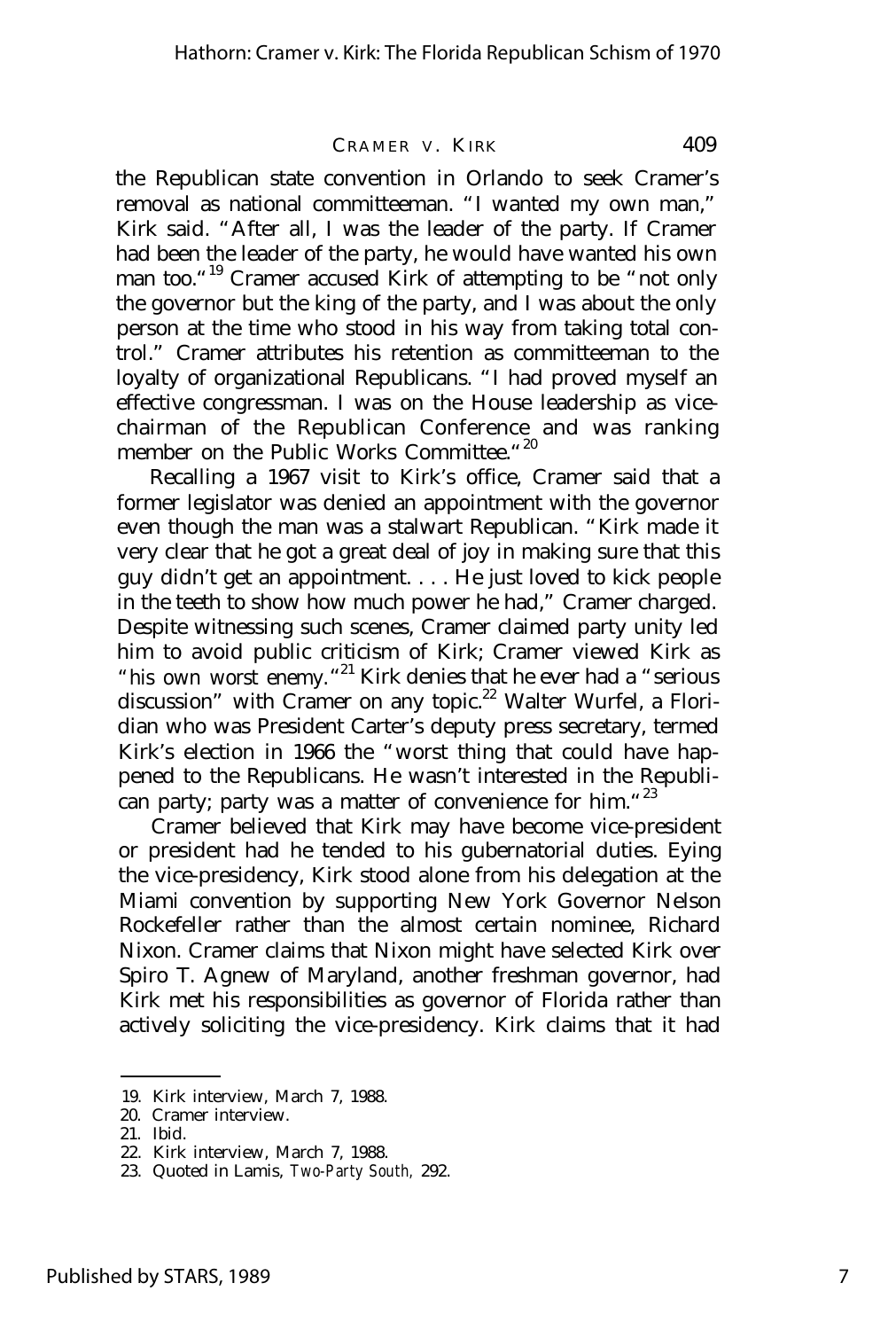the Republican state convention in Orlando to seek Cramer's removal as national committeeman. "I wanted my own man," Kirk said. "After all, I was the leader of the party. If Cramer had been the leader of the party, he would have wanted his own man too."[19] Cramer accused Kirk of attempting to be "not only the governor but the king of the party, and I was about the only person at the time who stood in his way from taking total control." Cramer attributes his retention as committeeman to the loyalty of organizational Republicans. "I had proved myself an effective congressman. I was on the House leadership as vice-chairman of the Republican Conference and was ranking member on the Public Works Committee."[20]

Recalling a 1967 visit to Kirk's office, Cramer said that a former legislator was denied an appointment with the governor even though the man was a stalwart Republican. "Kirk made it very clear that he got a great deal of joy in making sure that this guy didn't get an appointment. . . . He just loved to kick people in the teeth to show how much power he had," Cramer charged. Despite witnessing such scenes, Cramer claimed party unity led him to avoid public criticism of Kirk; Cramer viewed Kirk as "his own worst enemy."[21] Kirk denies that he ever had a "serious discussion" with Cramer on any topic.[22] Walter Wurfel, a Floridian who was President Carter's deputy press secretary, termed Kirk's election in 1966 the "worst thing that could have happened to the Republicans. He wasn't interested in the Republican party; party was a matter of convenience for him."[23]

Cramer believed that Kirk may have become vice-president or president had he tended to his gubernatorial duties. Eying the vice-presidency, Kirk stood alone from his delegation at the Miami convention by supporting New York Governor Nelson Rockefeller rather than the almost certain nominee, Richard Nixon. Cramer claims that Nixon might have selected Kirk over Spiro T. Agnew of Maryland, another freshman governor, had Kirk met his responsibilities as governor of Florida rather than actively soliciting the vice-presidency. Kirk claims that it had

---

19. Kirk interview, March 7, 1988.
20. Cramer interview.
21. Ibid.
22. Kirk interview, March 7, 1988.
23. Quoted in Lamis, *Two-Party South,* 292.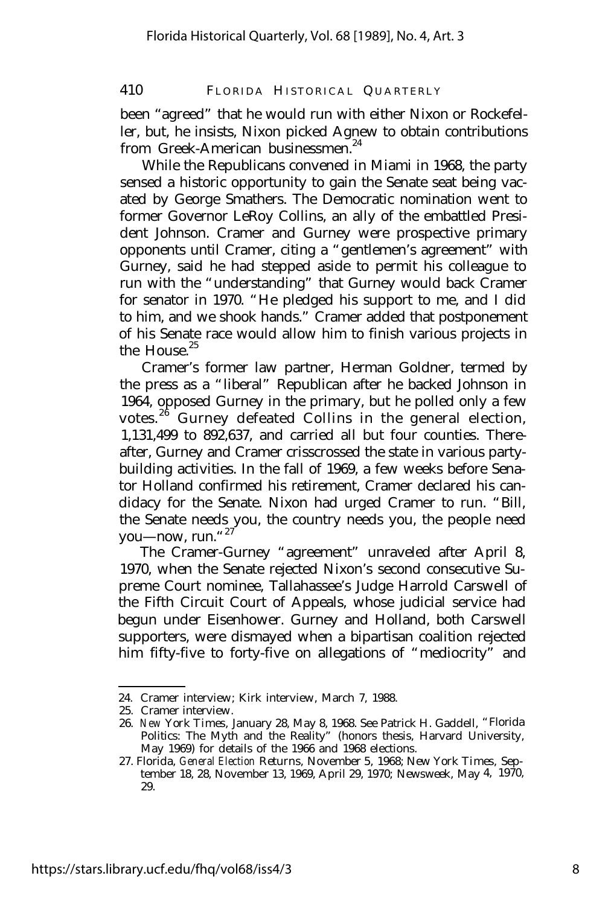been "agreed" that he would run with either Nixon or Rockefeller, but, he insists, Nixon picked Agnew to obtain contributions from Greek-American businessmen.[24]

While the Republicans convened in Miami in 1968, the party sensed a historic opportunity to gain the Senate seat being vacated by George Smathers. The Democratic nomination went to former Governor LeRoy Collins, an ally of the embattled President Johnson. Cramer and Gurney were prospective primary opponents until Cramer, citing a "gentlemen's agreement" with Gurney, said he had stepped aside to permit his colleague to run with the "understanding" that Gurney would back Cramer for senator in 1970. "He pledged his support to me, and I did to him, and we shook hands." Cramer added that postponement of his Senate race would allow him to finish various projects in the House.[25]

Cramer's former law partner, Herman Goldner, termed by the press as a "liberal" Republican after he backed Johnson in 1964, opposed Gurney in the primary, but he polled only a few votes.[26] Gurney defeated Collins in the general election, 1,131,499 to 892,637, and carried all but four counties. Thereafter, Gurney and Cramer crisscrossed the state in various party-building activities. In the fall of 1969, a few weeks before Senator Holland confirmed his retirement, Cramer declared his candidacy for the Senate. Nixon had urged Cramer to run. "Bill, the Senate needs you, the country needs you, the people need you—now, run."[27]

The Cramer-Gurney "agreement" unraveled after April 8, 1970, when the Senate rejected Nixon's second consecutive Supreme Court nominee, Tallahassee's Judge Harrold Carswell of the Fifth Circuit Court of Appeals, whose judicial service had begun under Eisenhower. Gurney and Holland, both Carswell supporters, were dismayed when a bipartisan coalition rejected him fifty-five to forty-five on allegations of "mediocrity" and

---

24. Cramer interview; Kirk interview, March 7, 1988.
25. Cramer interview.
26. *New* York Times, January 28, May 8, 1968. See Patrick H. Gaddell, "Florida Politics: The Myth and the Reality" (honors thesis, Harvard University, May 1969) for details of the 1966 and 1968 elections.
27. Florida, *General Election* Returns, November 5, 1968; New York Times, September 18, 28, November 13, 1969, April 29, 1970; Newsweek, May 4, 1970, 29.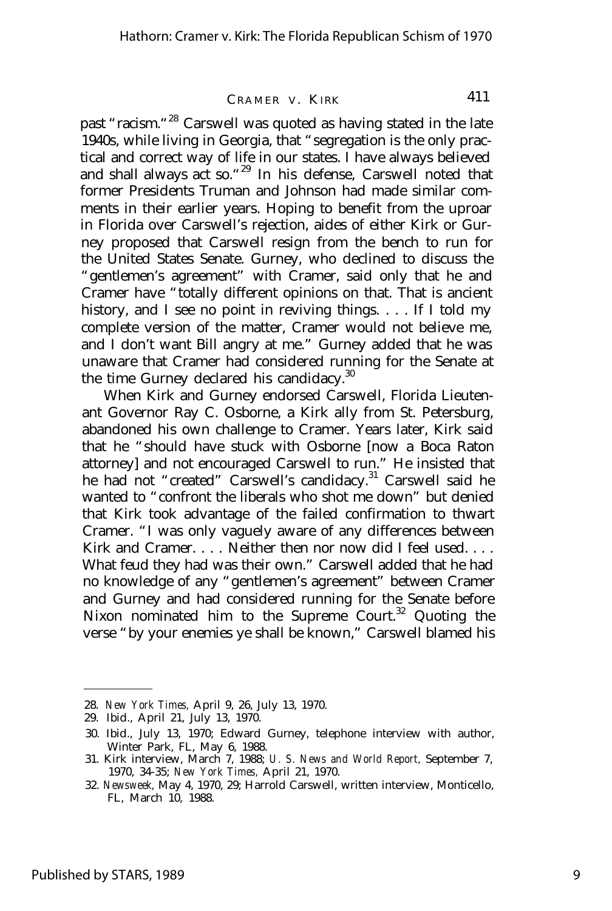past "racism."[28] Carswell was quoted as having stated in the late 1940s, while living in Georgia, that "segregation is the only practical and correct way of life in our states. I have always believed and shall always act so."[29] In his defense, Carswell noted that former Presidents Truman and Johnson had made similar comments in their earlier years. Hoping to benefit from the uproar in Florida over Carswell's rejection, aides of either Kirk or Gurney proposed that Carswell resign from the bench to run for the United States Senate. Gurney, who declined to discuss the "gentlemen's agreement" with Cramer, said only that he and Cramer have "totally different opinions on that. That is ancient history, and I see no point in reviving things. . . . If I told my complete version of the matter, Cramer would not believe me, and I don't want Bill angry at me." Gurney added that he was unaware that Cramer had considered running for the Senate at the time Gurney declared his candidacy.[30]

When Kirk and Gurney endorsed Carswell, Florida Lieutenant Governor Ray C. Osborne, a Kirk ally from St. Petersburg, abandoned his own challenge to Cramer. Years later, Kirk said that he "should have stuck with Osborne [now a Boca Raton attorney] and not encouraged Carswell to run." He insisted that he had not "created" Carswell's candidacy.[31] Carswell said he wanted to "confront the liberals who shot me down" but denied that Kirk took advantage of the failed confirmation to thwart Cramer. "I was only vaguely aware of any differences between Kirk and Cramer. . . . Neither then nor now did I feel used. . . . What feud they had was their own." Carswell added that he had no knowledge of any "gentlemen's agreement" between Cramer and Gurney and had considered running for the Senate before Nixon nominated him to the Supreme Court.[32] Quoting the verse "by your enemies ye shall be known," Carswell blamed his

---

28. *New York Times,* April 9, 26, July 13, 1970.
29. Ibid., April 21, July 13, 1970.
30. Ibid., July 13, 1970; Edward Gurney, telephone interview with author, Winter Park, FL, May 6, 1988.
31. Kirk interview, March 7, 1988; *U. S. News and World Report,* September 7, 1970, 34-35; *New York Times,* April 21, 1970.
32. *Newsweek,* May 4, 1970, 29; Harrold Carswell, written interview, Monticello, FL, March 10, 1988.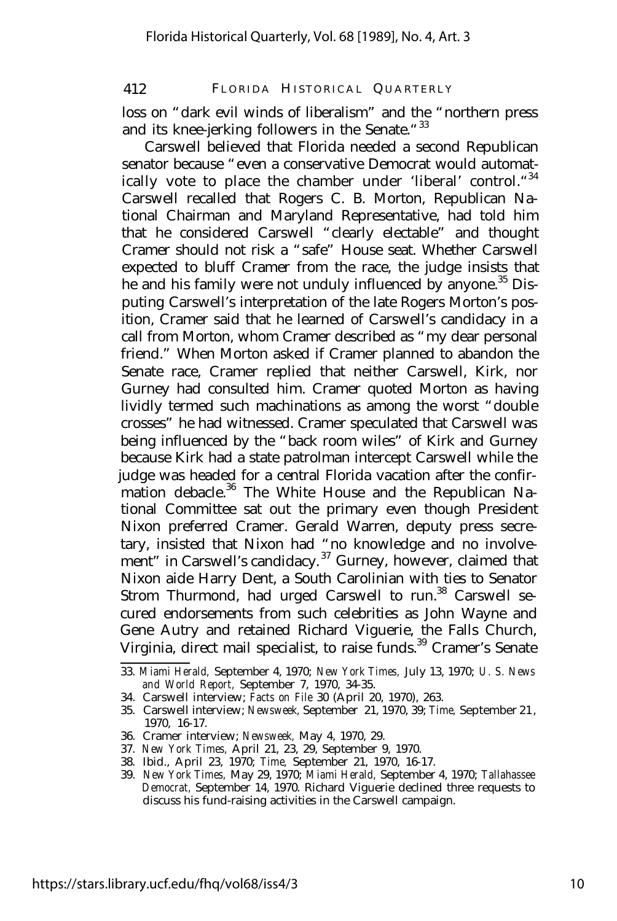loss on "dark evil winds of liberalism" and the "northern press and its knee-jerking followers in the Senate."[33]

Carswell believed that Florida needed a second Republican senator because "even a conservative Democrat would automatically vote to place the chamber under 'liberal' control."[34] Carswell recalled that Rogers C. B. Morton, Republican National Chairman and Maryland Representative, had told him that he considered Carswell "clearly electable" and thought Cramer should not risk a "safe" House seat. Whether Carswell expected to bluff Cramer from the race, the judge insists that he and his family were not unduly influenced by anyone.[35] Disputing Carswell's interpretation of the late Rogers Morton's position, Cramer said that he learned of Carswell's candidacy in a call from Morton, whom Cramer described as "my dear personal friend." When Morton asked if Cramer planned to abandon the Senate race, Cramer replied that neither Carswell, Kirk, nor Gurney had consulted him. Cramer quoted Morton as having lividly termed such machinations as among the worst "double crosses" he had witnessed. Cramer speculated that Carswell was being influenced by the "back room wiles" of Kirk and Gurney because Kirk had a state patrolman intercept Carswell while the judge was headed for a central Florida vacation after the confirmation debacle.[36] The White House and the Republican National Committee sat out the primary even though President Nixon preferred Cramer. Gerald Warren, deputy press secretary, insisted that Nixon had "no knowledge and no involvement" in Carswell's candidacy.[37] Gurney, however, claimed that Nixon aide Harry Dent, a South Carolinian with ties to Senator Strom Thurmond, had urged Carswell to run.[38] Carswell secured endorsements from such celebrities as John Wayne and Gene Autry and retained Richard Viguerie, the Falls Church, Virginia, direct mail specialist, to raise funds.[39] Cramer's Senate

---

33. *Miami Herald,* September 4, 1970; *New York Times,* July 13, 1970; *U. S. News and World Report,* September 7, 1970, 34-35.
34. Carswell interview; *Facts on File* 30 (April 20, 1970), 263.
35. Carswell interview; *Newsweek,* September 21, 1970, 39; *Time,* September 21, 1970, 16-17.
36. Cramer interview; *Newsweek,* May 4, 1970, 29.
37. *New York Times,* April 21, 23, 29, September 9, 1970.
38. Ibid., April 23, 1970; *Time,* September 21, 1970, 16-17.
39. *New York Times,* May 29, 1970; *Miami Herald,* September 4, 1970; *Tallahassee Democrat,* September 14, 1970. Richard Viguerie declined three requests to discuss his fund-raising activities in the Carswell campaign.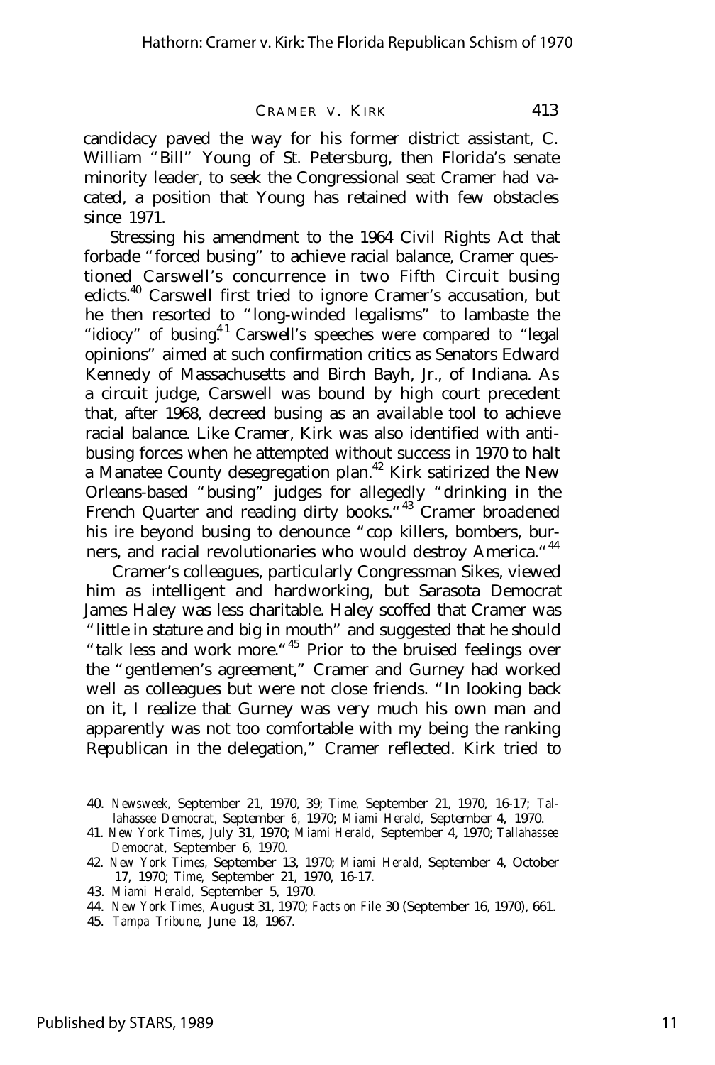candidacy paved the way for his former district assistant, C. William "Bill" Young of St. Petersburg, then Florida's senate minority leader, to seek the Congressional seat Cramer had vacated, a position that Young has retained with few obstacles since 1971.

Stressing his amendment to the 1964 Civil Rights Act that forbade "forced busing" to achieve racial balance, Cramer questioned Carswell's concurrence in two Fifth Circuit busing edicts.[40] Carswell first tried to ignore Cramer's accusation, but he then resorted to "long-winded legalisms" to lambaste the "idiocy" of busing.[41] Carswell's speeches were compared to "legal opinions" aimed at such confirmation critics as Senators Edward Kennedy of Massachusetts and Birch Bayh, Jr., of Indiana. As a circuit judge, Carswell was bound by high court precedent that, after 1968, decreed busing as an available tool to achieve racial balance. Like Cramer, Kirk was also identified with anti-busing forces when he attempted without success in 1970 to halt a Manatee County desegregation plan.[42] Kirk satirized the New Orleans-based "busing" judges for allegedly "drinking in the French Quarter and reading dirty books."[43] Cramer broadened his ire beyond busing to denounce "cop killers, bombers, burners, and racial revolutionaries who would destroy America."[44]

Cramer's colleagues, particularly Congressman Sikes, viewed him as intelligent and hardworking, but Sarasota Democrat James Haley was less charitable. Haley scoffed that Cramer was "little in stature and big in mouth" and suggested that he should "talk less and work more."[45] Prior to the bruised feelings over the "gentlemen's agreement," Cramer and Gurney had worked well as colleagues but were not close friends. "In looking back on it, I realize that Gurney was very much his own man and apparently was not too comfortable with my being the ranking Republican in the delegation," Cramer reflected. Kirk tried to

---

40. *Newsweek*, September 21, 1970, 39; *Time*, September 21, 1970, 16-17; *Tallahassee Democrat*, September 6, 1970; *Miami Herald*, September 4, 1970.
41. *New York Times*, July 31, 1970; *Miami Herald*, September 4, 1970; *Tallahassee Democrat*, September 6, 1970.
42. *New York Times*, September 13, 1970; *Miami Herald*, September 4, October 17, 1970; *Time*, September 21, 1970, 16-17.
43. *Miami Herald*, September 5, 1970.
44. *New York Times*, August 31, 1970; *Facts on File* 30 (September 16, 1970), 661.
45. *Tampa Tribune*, June 18, 1967.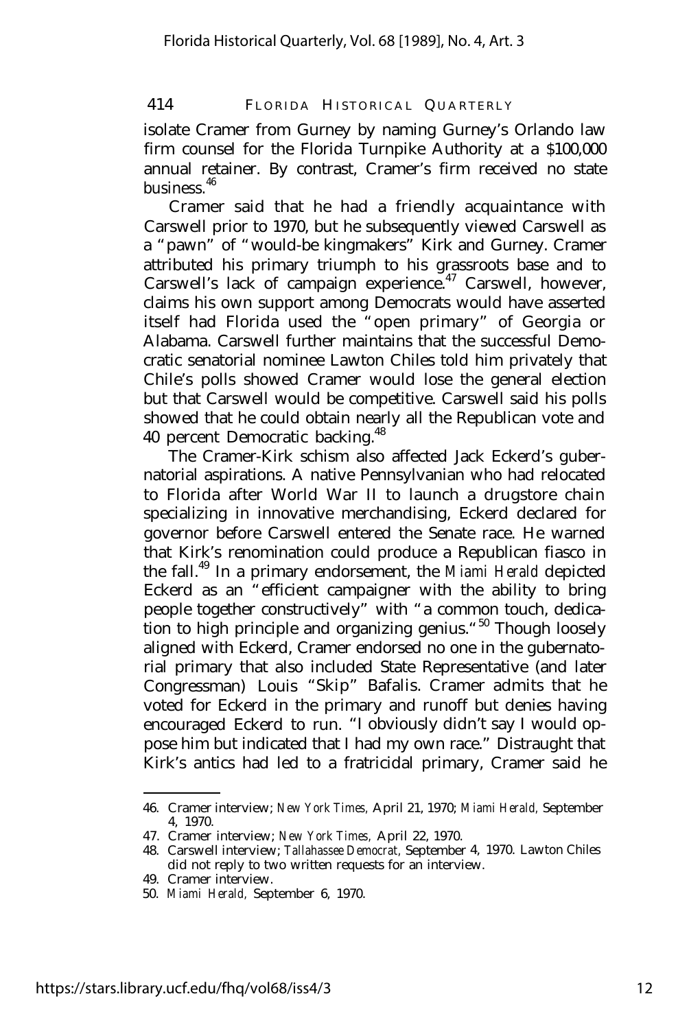isolate Cramer from Gurney by naming Gurney's Orlando law firm counsel for the Florida Turnpike Authority at a $100,000 annual retainer. By contrast, Cramer's firm received no state business.[46]

Cramer said that he had a friendly acquaintance with Carswell prior to 1970, but he subsequently viewed Carswell as a "pawn" of "would-be kingmakers" Kirk and Gurney. Cramer attributed his primary triumph to his grassroots base and to Carswell's lack of campaign experience.[47] Carswell, however, claims his own support among Democrats would have asserted itself had Florida used the "open primary" of Georgia or Alabama. Carswell further maintains that the successful Democratic senatorial nominee Lawton Chiles told him privately that Chile's polls showed Cramer would lose the general election but that Carswell would be competitive. Carswell said his polls showed that he could obtain nearly all the Republican vote and 40 percent Democratic backing.[48]

The Cramer-Kirk schism also affected Jack Eckerd's gubernatorial aspirations. A native Pennsylvanian who had relocated to Florida after World War II to launch a drugstore chain specializing in innovative merchandising, Eckerd declared for governor before Carswell entered the Senate race. He warned that Kirk's renomination could produce a Republican fiasco in the fall.[49] In a primary endorsement, the *Miami Herald* depicted Eckerd as an "efficient campaigner with the ability to bring people together constructively" with "a common touch, dedication to high principle and organizing genius."[50] Though loosely aligned with Eckerd, Cramer endorsed no one in the gubernatorial primary that also included State Representative (and later Congressman) Louis "Skip" Bafalis. Cramer admits that he voted for Eckerd in the primary and runoff but denies having encouraged Eckerd to run. "I obviously didn't say I would oppose him but indicated that I had my own race." Distraught that Kirk's antics had led to a fratricidal primary, Cramer said he

---

46. Cramer interview; *New York Times,* April 21, 1970; *Miami Herald,* September 4, 1970.
47. Cramer interview; *New York Times,* April 22, 1970.
48. Carswell interview; *Tallahassee Democrat,* September 4, 1970. Lawton Chiles did not reply to two written requests for an interview.
49. Cramer interview.
50. *Miami Herald,* September 6, 1970.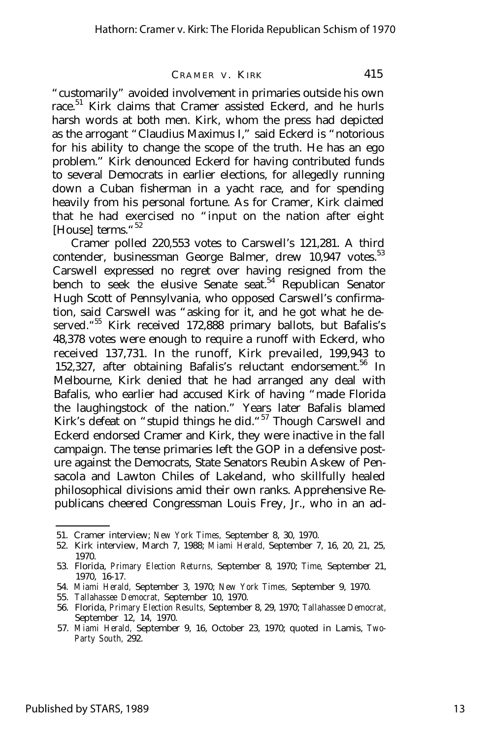"customarily" avoided involvement in primaries outside his own race.[51] Kirk claims that Cramer assisted Eckerd, and he hurls harsh words at both men. Kirk, whom the press had depicted as the arrogant "Claudius Maximus I," said Eckerd is "notorious for his ability to change the scope of the truth. He has an ego problem." Kirk denounced Eckerd for having contributed funds to several Democrats in earlier elections, for allegedly running down a Cuban fisherman in a yacht race, and for spending heavily from his personal fortune. As for Cramer, Kirk claimed that he had exercised no "input on the nation after eight [House] terms."[52]

Cramer polled 220,553 votes to Carswell's 121,281. A third contender, businessman George Balmer, drew 10,947 votes.[53] Carswell expressed no regret over having resigned from the bench to seek the elusive Senate seat.[54] Republican Senator Hugh Scott of Pennsylvania, who opposed Carswell's confirmation, said Carswell was "asking for it, and he got what he deserved."[55] Kirk received 172,888 primary ballots, but Bafalis's 48,378 votes were enough to require a runoff with Eckerd, who received 137,731. In the runoff, Kirk prevailed, 199,943 to 152,327, after obtaining Bafalis's reluctant endorsement.[56] In Melbourne, Kirk denied that he had arranged any deal with Bafalis, who earlier had accused Kirk of having "made Florida the laughingstock of the nation." Years later Bafalis blamed Kirk's defeat on "stupid things he did."[57] Though Carswell and Eckerd endorsed Cramer and Kirk, they were inactive in the fall campaign. The tense primaries left the GOP in a defensive posture against the Democrats, State Senators Reubin Askew of Pensacola and Lawton Chiles of Lakeland, who skillfully healed philosophical divisions amid their own ranks. Apprehensive Republicans cheered Congressman Louis Frey, Jr., who in an ad-

---

51. Cramer interview; *New York Times,* September 8, 30, 1970.
52. Kirk interview, March 7, 1988; *Miami Herald,* September 7, 16, 20, 21, 25, 1970.
53. Florida, *Primary Election Returns,* September 8, 1970; *Time,* September 21, 1970, 16-17.
54. *Miami Herald,* September 3, 1970; *New York Times,* September 9, 1970.
55. *Tallahassee Democrat,* September 10, 1970.
56. Florida, *Primary Election Results,* September 8, 29, 1970; *Tallahassee Democrat,* September 12, 14, 1970.
57. *Miami Herald,* September 9, 16, October 23, 1970; quoted in Lamis, *Two-Party South,* 292.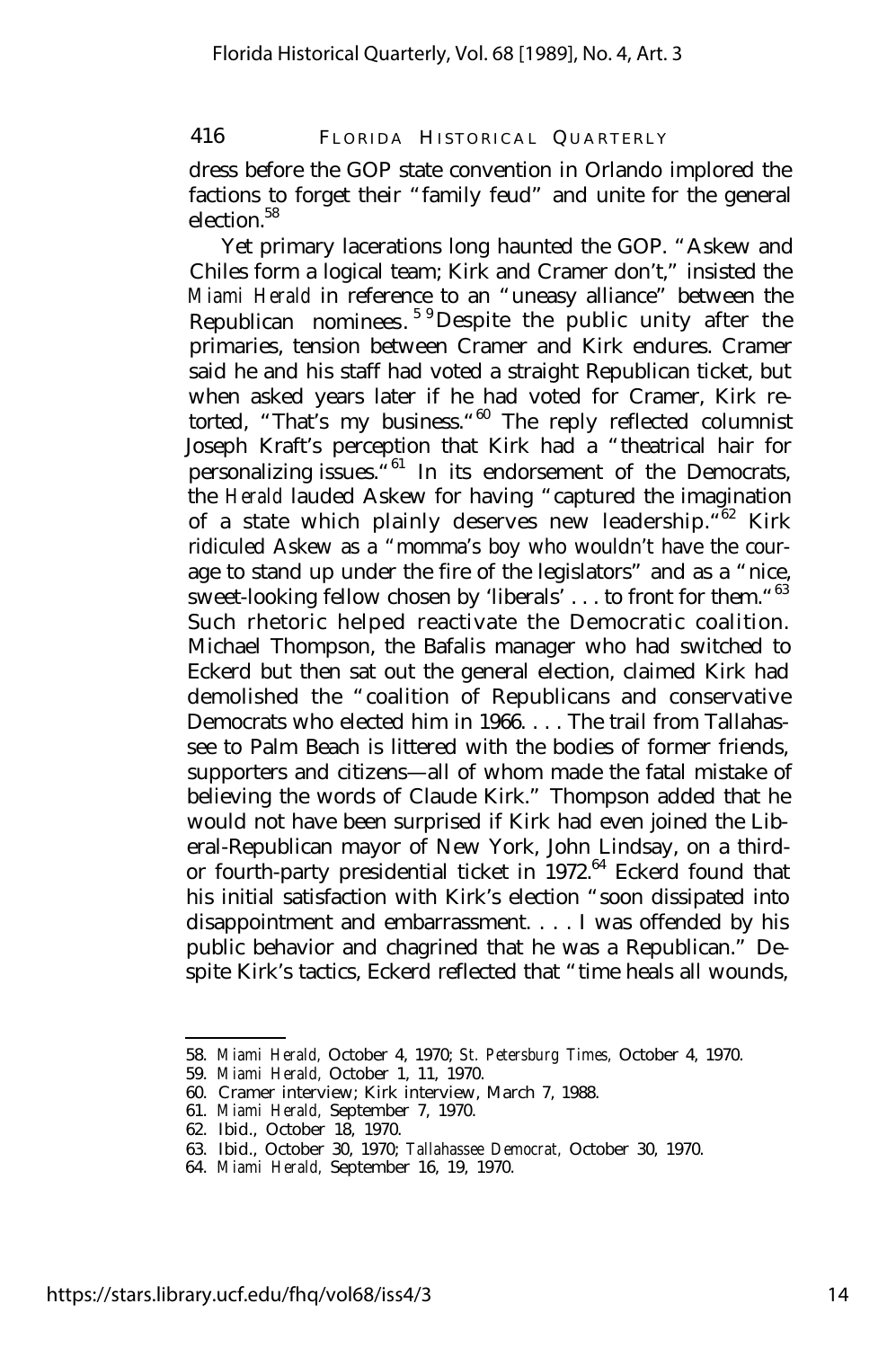dress before the GOP state convention in Orlando implored the factions to forget their "family feud" and unite for the general election.[58]

Yet primary lacerations long haunted the GOP. "Askew and Chiles form a logical team; Kirk and Cramer don't," insisted the *Miami Herald* in reference to an "uneasy alliance" between the Republican nominees.[59] Despite the public unity after the primaries, tension between Cramer and Kirk endures. Cramer said he and his staff had voted a straight Republican ticket, but when asked years later if he had voted for Cramer, Kirk retorted, "That's my business."[60] The reply reflected columnist Joseph Kraft's perception that Kirk had a "theatrical hair for personalizing issues."[61] In its endorsement of the Democrats, the *Herald* lauded Askew for having "captured the imagination of a state which plainly deserves new leadership."[62] Kirk ridiculed Askew as a "momma's boy who wouldn't have the courage to stand up under the fire of the legislators" and as a "nice, sweet-looking fellow chosen by 'liberals' . . . to front for them."[63] Such rhetoric helped reactivate the Democratic coalition. Michael Thompson, the Bafalis manager who had switched to Eckerd but then sat out the general election, claimed Kirk had demolished the "coalition of Republicans and conservative Democrats who elected him in 1966. . . . The trail from Tallahassee to Palm Beach is littered with the bodies of former friends, supporters and citizens—all of whom made the fatal mistake of believing the words of Claude Kirk." Thompson added that he would not have been surprised if Kirk had even joined the Liberal-Republican mayor of New York, John Lindsay, on a third- or fourth-party presidential ticket in 1972.[64] Eckerd found that his initial satisfaction with Kirk's election "soon dissipated into disappointment and embarrassment. . . . I was offended by his public behavior and chagrined that he was a Republican." Despite Kirk's tactics, Eckerd reflected that "time heals all wounds,

---

58. *Miami Herald*, October 4, 1970; *St. Petersburg Times*, October 4, 1970.
59. *Miami Herald*, October 1, 11, 1970.
60. Cramer interview; Kirk interview, March 7, 1988.
61. *Miami Herald*, September 7, 1970.
62. Ibid., October 18, 1970.
63. Ibid., October 30, 1970; *Tallahassee Democrat*, October 30, 1970.
64. *Miami Herald*, September 16, 19, 1970.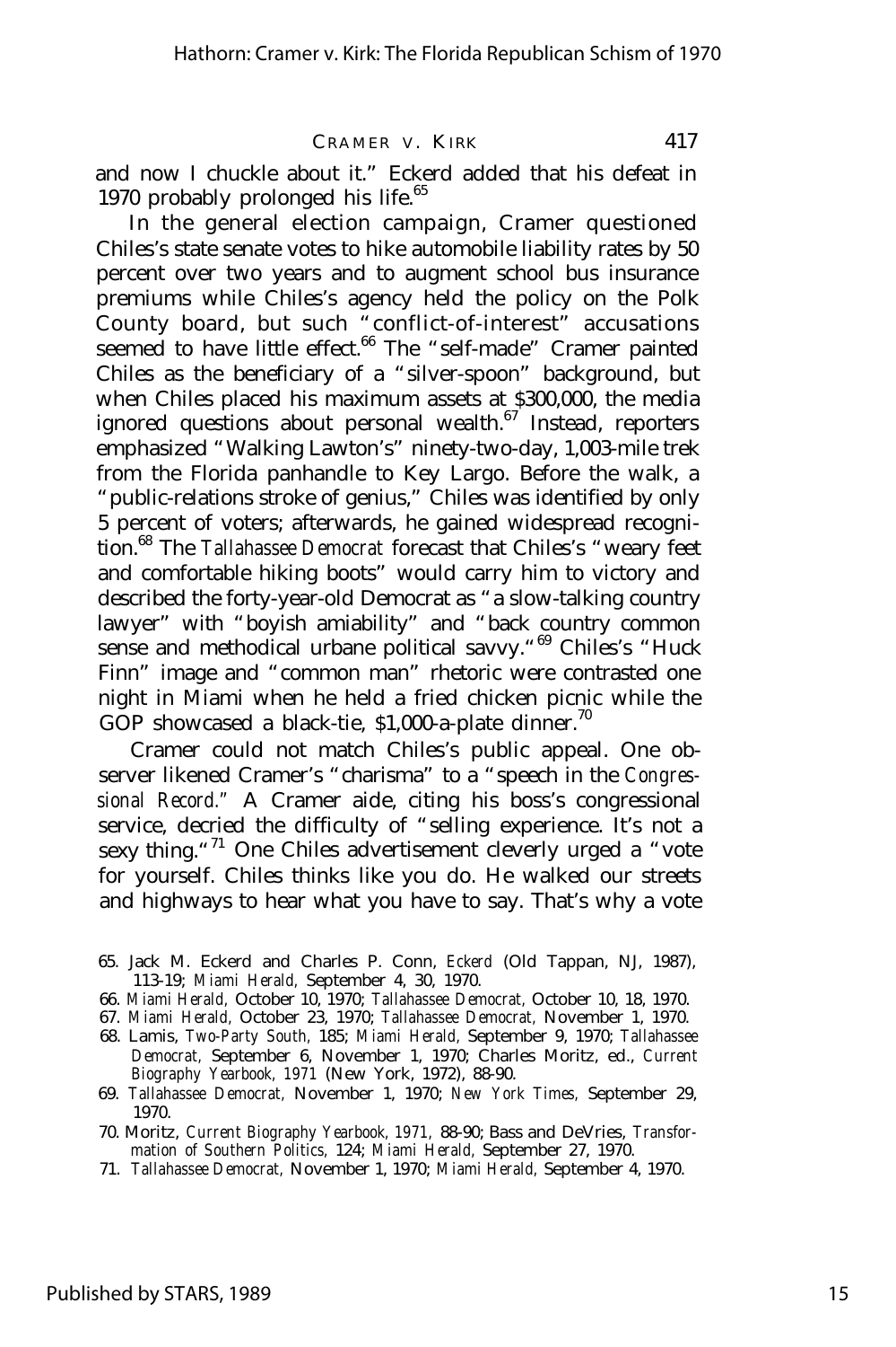and now I chuckle about it." Eckerd added that his defeat in 1970 probably prolonged his life.[65]

In the general election campaign, Cramer questioned Chiles's state senate votes to hike automobile liability rates by 50 percent over two years and to augment school bus insurance premiums while Chiles's agency held the policy on the Polk County board, but such "conflict-of-interest" accusations seemed to have little effect.[66] The "self-made" Cramer painted Chiles as the beneficiary of a "silver-spoon" background, but when Chiles placed his maximum assets at $300,000, the media ignored questions about personal wealth.[67] Instead, reporters emphasized "Walking Lawton's" ninety-two-day, 1,003-mile trek from the Florida panhandle to Key Largo. Before the walk, a "public-relations stroke of genius," Chiles was identified by only 5 percent of voters; afterwards, he gained widespread recognition.[68] The *Tallahassee Democrat* forecast that Chiles's "weary feet and comfortable hiking boots" would carry him to victory and described the forty-year-old Democrat as "a slow-talking country lawyer" with "boyish amiability" and "back country common sense and methodical urbane political savvy."[69] Chiles's "Huck Finn" image and "common man" rhetoric were contrasted one night in Miami when he held a fried chicken picnic while the GOP showcased a black-tie, $1,000-a-plate dinner.[70]

Cramer could not match Chiles's public appeal. One observer likened Cramer's "charisma" to a "speech in the *Congressional Record.*" A Cramer aide, citing his boss's congressional service, decried the difficulty of "selling experience. It's not a sexy thing."[71] One Chiles advertisement cleverly urged a "vote for yourself. Chiles thinks like you do. He walked our streets and highways to hear what you have to say. That's why a vote

65. Jack M. Eckerd and Charles P. Conn, *Eckerd* (Old Tappan, NJ, 1987), 113-19; *Miami Herald,* September 4, 30, 1970.
66. *Miami Herald,* October 10, 1970; *Tallahassee Democrat,* October 10, 18, 1970.
67. *Miami Herald,* October 23, 1970; *Tallahassee Democrat,* November 1, 1970.
68. Lamis, *Two-Party South,* 185; *Miami Herald,* September 9, 1970; *Tallahassee Democrat,* September 6, November 1, 1970; Charles Moritz, ed., *Current Biography Yearbook, 1971* (New York, 1972), 88-90.
69. *Tallahassee Democrat,* November 1, 1970; *New York Times,* September 29, 1970.
70. Moritz, *Current Biography Yearbook, 1971,* 88-90; Bass and DeVries, *Transformation of Southern Politics,* 124; *Miami Herald,* September 27, 1970.
71. *Tallahassee Democrat,* November 1, 1970; *Miami Herald,* September 4, 1970.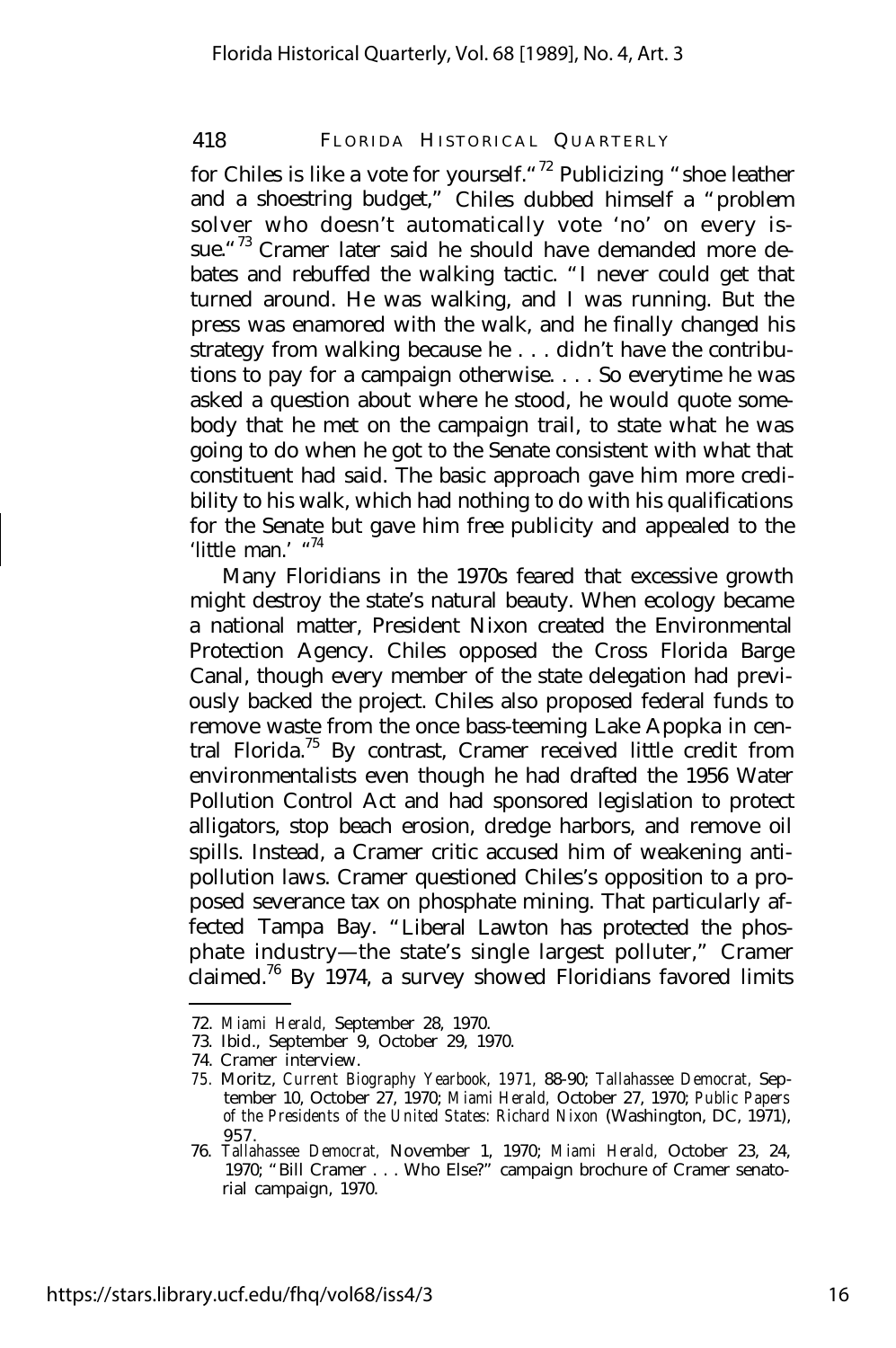for Chiles is like a vote for yourself."[72] Publicizing "shoe leather and a shoestring budget," Chiles dubbed himself a "problem solver who doesn't automatically vote 'no' on every issue."[73] Cramer later said he should have demanded more debates and rebuffed the walking tactic. "I never could get that turned around. He was walking, and I was running. But the press was enamored with the walk, and he finally changed his strategy from walking because he . . . didn't have the contributions to pay for a campaign otherwise. . . . So everytime he was asked a question about where he stood, he would quote somebody that he met on the campaign trail, to state what he was going to do when he got to the Senate consistent with what that constituent had said. The basic approach gave him more credibility to his walk, which had nothing to do with his qualifications for the Senate but gave him free publicity and appealed to the 'little man.' "[74]

Many Floridians in the 1970s feared that excessive growth might destroy the state's natural beauty. When ecology became a national matter, President Nixon created the Environmental Protection Agency. Chiles opposed the Cross Florida Barge Canal, though every member of the state delegation had previously backed the project. Chiles also proposed federal funds to remove waste from the once bass-teeming Lake Apopka in central Florida.[75] By contrast, Cramer received little credit from environmentalists even though he had drafted the 1956 Water Pollution Control Act and had sponsored legislation to protect alligators, stop beach erosion, dredge harbors, and remove oil spills. Instead, a Cramer critic accused him of weakening antipollution laws. Cramer questioned Chiles's opposition to a proposed severance tax on phosphate mining. That particularly affected Tampa Bay. "Liberal Lawton has protected the phosphate industry—the state's single largest polluter," Cramer claimed.[76] By 1974, a survey showed Floridians favored limits

72. *Miami Herald,* September 28, 1970.
73. Ibid., September 9, October 29, 1970.
74. Cramer interview.
75. Moritz, *Current Biography Yearbook, 1971,* 88-90; *Tallahassee Democrat,* September 10, October 27, 1970; *Miami Herald,* October 27, 1970; *Public Papers of the Presidents of the United States: Richard Nixon* (Washington, DC, 1971), 957.
76. *Tallahassee Democrat,* November 1, 1970; *Miami Herald,* October 23, 24, 1970; "Bill Cramer . . . Who Else?" campaign brochure of Cramer senatorial campaign, 1970.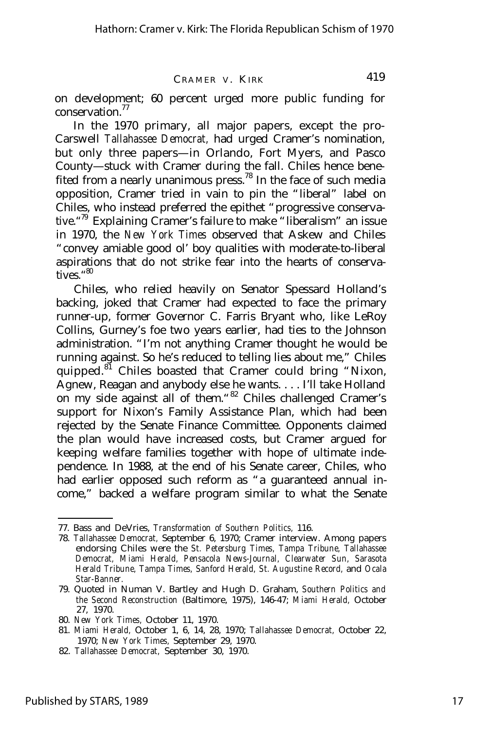on development; 60 percent urged more public funding for conservation.[77]

In the 1970 primary, all major papers, except the pro-Carswell *Tallahassee Democrat,* had urged Cramer's nomination, but only three papers—in Orlando, Fort Myers, and Pasco County—stuck with Cramer during the fall. Chiles hence benefited from a nearly unanimous press.[78] In the face of such media opposition, Cramer tried in vain to pin the "liberal" label on Chiles, who instead preferred the epithet "progressive conservative."[79] Explaining Cramer's failure to make "liberalism" an issue in 1970, the *New York Times* observed that Askew and Chiles "convey amiable good ol' boy qualities with moderate-to-liberal aspirations that do not strike fear into the hearts of conservatives."[80]

Chiles, who relied heavily on Senator Spessard Holland's backing, joked that Cramer had expected to face the primary runner-up, former Governor C. Farris Bryant who, like LeRoy Collins, Gurney's foe two years earlier, had ties to the Johnson administration. "I'm not anything Cramer thought he would be running against. So he's reduced to telling lies about me," Chiles quipped.[81] Chiles boasted that Cramer could bring "Nixon, Agnew, Reagan and anybody else he wants. . . . I'll take Holland on my side against all of them."[82] Chiles challenged Cramer's support for Nixon's Family Assistance Plan, which had been rejected by the Senate Finance Committee. Opponents claimed the plan would have increased costs, but Cramer argued for keeping welfare families together with hope of ultimate independence. In 1988, at the end of his Senate career, Chiles, who had earlier opposed such reform as "a guaranteed annual income," backed a welfare program similar to what the Senate

---

77. Bass and DeVries, *Transformation of Southern Politics,* 116.

78. *Tallahassee Democrat,* September 6, 1970; Cramer interview. Among papers endorsing Chiles were the *St. Petersburg Times, Tampa Tribune, Tallahassee Democrat, Miami Herald, Pensacola News-Journal, Clearwater Sun, Sarasota Herald Tribune, Tampa Times, Sanford Herald, St. Augustine Record,* and *Ocala Star-Banner.*

79. Quoted in Numan V. Bartley and Hugh D. Graham, *Southern Politics and the Second Reconstruction* (Baltimore, 1975), 146-47; *Miami Herald,* October 27, 1970.

80. *New York Times,* October 11, 1970.

81. *Miami Herald,* October 1, 6, 14, 28, 1970; *Tallahassee Democrat,* October 22, 1970; *New York Times,* September 29, 1970.

82. *Tallahassee Democrat,* September 30, 1970.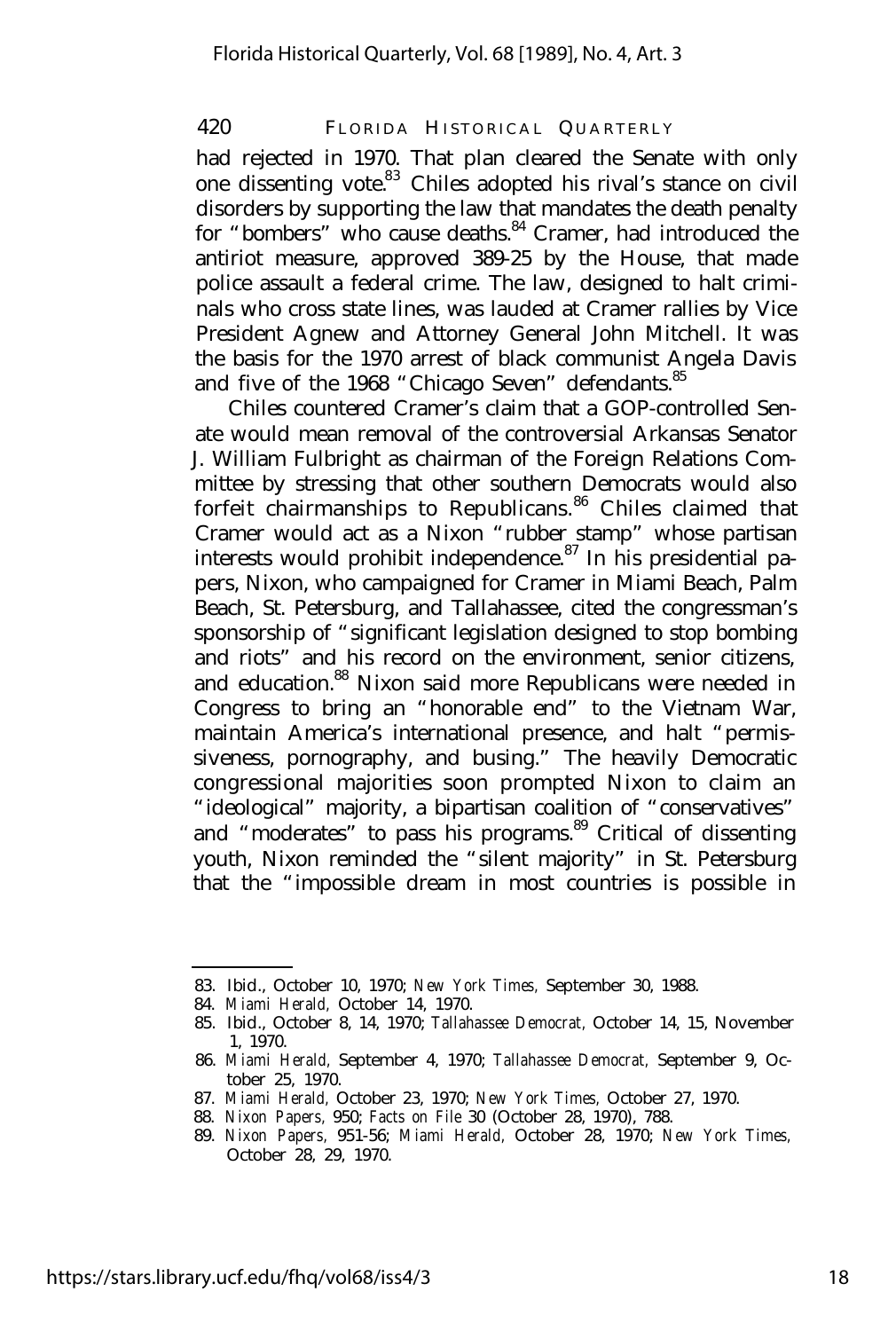had rejected in 1970. That plan cleared the Senate with only one dissenting vote.[83] Chiles adopted his rival's stance on civil disorders by supporting the law that mandates the death penalty for "bombers" who cause deaths.[84] Cramer, had introduced the antiriot measure, approved 389-25 by the House, that made police assault a federal crime. The law, designed to halt criminals who cross state lines, was lauded at Cramer rallies by Vice President Agnew and Attorney General John Mitchell. It was the basis for the 1970 arrest of black communist Angela Davis and five of the 1968 "Chicago Seven" defendants.[85]

Chiles countered Cramer's claim that a GOP-controlled Senate would mean removal of the controversial Arkansas Senator J. William Fulbright as chairman of the Foreign Relations Committee by stressing that other southern Democrats would also forfeit chairmanships to Republicans.[86] Chiles claimed that Cramer would act as a Nixon "rubber stamp" whose partisan interests would prohibit independence.[87] In his presidential papers, Nixon, who campaigned for Cramer in Miami Beach, Palm Beach, St. Petersburg, and Tallahassee, cited the congressman's sponsorship of "significant legislation designed to stop bombing and riots" and his record on the environment, senior citizens, and education.[88] Nixon said more Republicans were needed in Congress to bring an "honorable end" to the Vietnam War, maintain America's international presence, and halt "permissiveness, pornography, and busing." The heavily Democratic congressional majorities soon prompted Nixon to claim an "ideological" majority, a bipartisan coalition of "conservatives" and "moderates" to pass his programs.[89] Critical of dissenting youth, Nixon reminded the "silent majority" in St. Petersburg that the "impossible dream in most countries is possible in

---

83. Ibid., October 10, 1970; *New York Times*, September 30, 1988.
84. *Miami Herald*, October 14, 1970.
85. Ibid., October 8, 14, 1970; *Tallahassee Democrat*, October 14, 15, November 1, 1970.
86. *Miami Herald*, September 4, 1970; *Tallahassee Democrat*, September 9, October 25, 1970.
87. *Miami Herald*, October 23, 1970; *New York Times*, October 27, 1970.
88. *Nixon Papers*, 950; *Facts on File* 30 (October 28, 1970), 788.
89. *Nixon Papers*, 951-56; *Miami Herald*, October 28, 1970; *New York Times*, October 28, 29, 1970.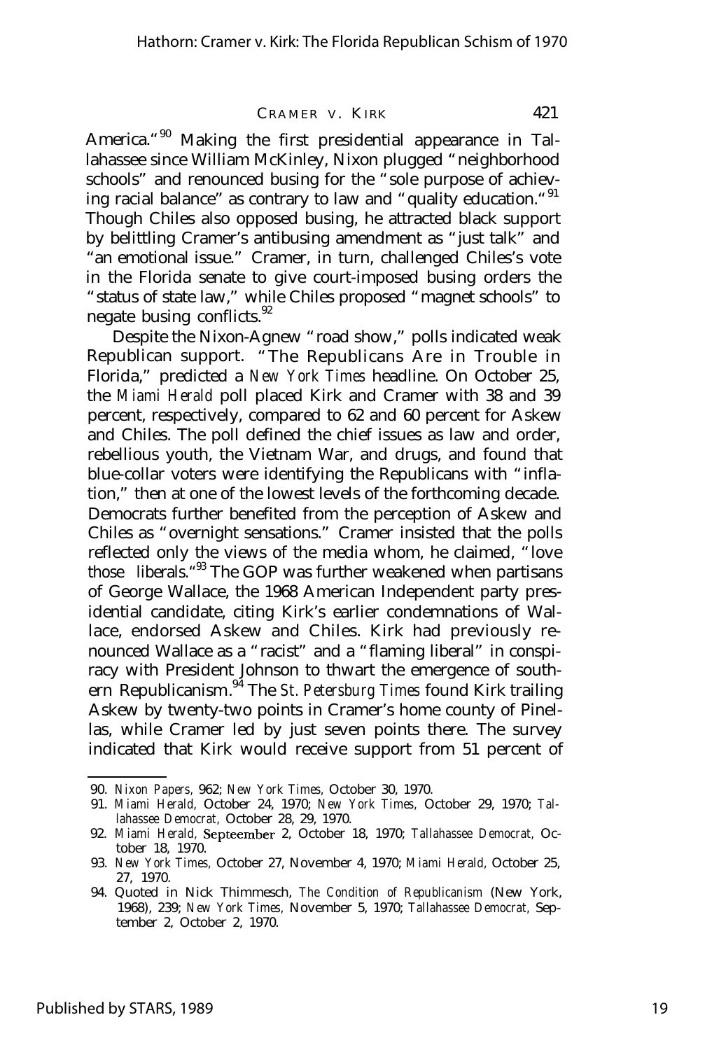America."[90] Making the first presidential appearance in Tallahassee since William McKinley, Nixon plugged "neighborhood schools" and renounced busing for the "sole purpose of achieving racial balance" as contrary to law and "quality education."[91] Though Chiles also opposed busing, he attracted black support by belittling Cramer's antibusing amendment as "just talk" and "an emotional issue." Cramer, in turn, challenged Chiles's vote in the Florida senate to give court-imposed busing orders the "status of state law," while Chiles proposed "magnet schools" to negate busing conflicts.[92]

Despite the Nixon-Agnew "road show," polls indicated weak Republican support. "The Republicans Are in Trouble in Florida," predicted a *New York Times* headline. On October 25, the *Miami Herald* poll placed Kirk and Cramer with 38 and 39 percent, respectively, compared to 62 and 60 percent for Askew and Chiles. The poll defined the chief issues as law and order, rebellious youth, the Vietnam War, and drugs, and found that blue-collar voters were identifying the Republicans with "inflation," then at one of the lowest levels of the forthcoming decade. Democrats further benefited from the perception of Askew and Chiles as "overnight sensations." Cramer insisted that the polls reflected only the views of the media whom, he claimed, "love those liberals."[93] The GOP was further weakened when partisans of George Wallace, the 1968 American Independent party presidential candidate, citing Kirk's earlier condemnations of Wallace, endorsed Askew and Chiles. Kirk had previously renounced Wallace as a "racist" and a "flaming liberal" in conspiracy with President Johnson to thwart the emergence of southern Republicanism.[94] The *St. Petersburg Times* found Kirk trailing Askew by twenty-two points in Cramer's home county of Pinellas, while Cramer led by just seven points there. The survey indicated that Kirk would receive support from 51 percent of

---

90. *Nixon Papers*, 962; *New York Times*, October 30, 1970.

91. *Miami Herald*, October 24, 1970; *New York Times*, October 29, 1970; *Tallahassee Democrat*, October 28, 29, 1970.

92. *Miami Herald*, Septeember 2, October 18, 1970; *Tallahassee Democrat*, October 18, 1970.

93. *New York Times*, October 27, November 4, 1970; *Miami Herald*, October 25, 27, 1970.

94. Quoted in Nick Thimmesch, *The Condition of Republicanism* (New York, 1968), 239; *New York Times*, November 5, 1970; *Tallahassee Democrat*, September 2, October 2, 1970.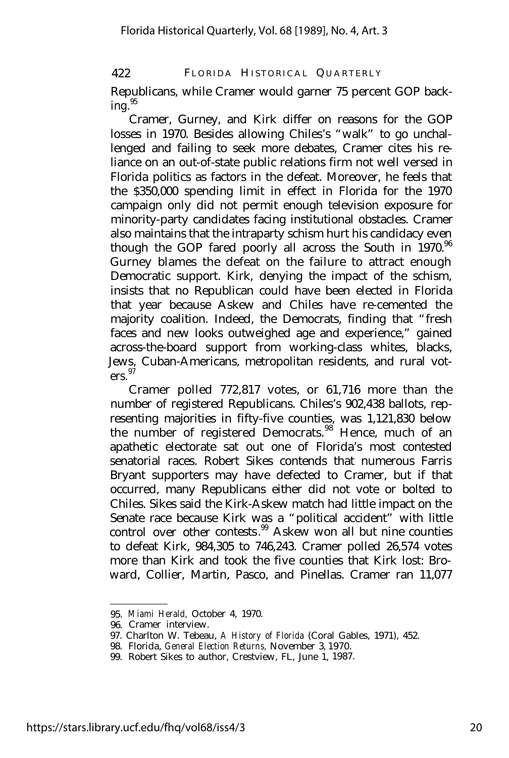Republicans, while Cramer would garner 75 percent GOP backing.[95]

Cramer, Gurney, and Kirk differ on reasons for the GOP losses in 1970. Besides allowing Chiles's "walk" to go unchallenged and failing to seek more debates, Cramer cites his reliance on an out-of-state public relations firm not well versed in Florida politics as factors in the defeat. Moreover, he feels that the $350,000 spending limit in effect in Florida for the 1970 campaign only did not permit enough television exposure for minority-party candidates facing institutional obstacles. Cramer also maintains that the intraparty schism hurt his candidacy even though the GOP fared poorly all across the South in 1970.[96] Gurney blames the defeat on the failure to attract enough Democratic support. Kirk, denying the impact of the schism, insists that no Republican could have been elected in Florida that year because Askew and Chiles have re-cemented the majority coalition. Indeed, the Democrats, finding that "fresh faces and new looks outweighed age and experience," gained across-the-board support from working-class whites, blacks, Jews, Cuban-Americans, metropolitan residents, and rural voters.[97]

Cramer polled 772,817 votes, or 61,716 more than the number of registered Republicans. Chiles's 902,438 ballots, representing majorities in fifty-five counties, was 1,121,830 below the number of registered Democrats.[98] Hence, much of an apathetic electorate sat out one of Florida's most contested senatorial races. Robert Sikes contends that numerous Farris Bryant supporters may have defected to Cramer, but if that occurred, many Republicans either did not vote or bolted to Chiles. Sikes said the Kirk-Askew match had little impact on the Senate race because Kirk was a "political accident" with little control over other contests.[99] Askew won all but nine counties to defeat Kirk, 984,305 to 746,243. Cramer polled 26,574 votes more than Kirk and took the five counties that Kirk lost: Broward, Collier, Martin, Pasco, and Pinellas. Cramer ran 11,077

---

95. *Miami Herald,* October 4, 1970.
96. Cramer interview.
97. Charlton W. Tebeau, *A History of Florida* (Coral Gables, 1971), 452.
98. Florida, *General Election Returns,* November 3, 1970.
99. Robert Sikes to author, Crestview, FL, June 1, 1987.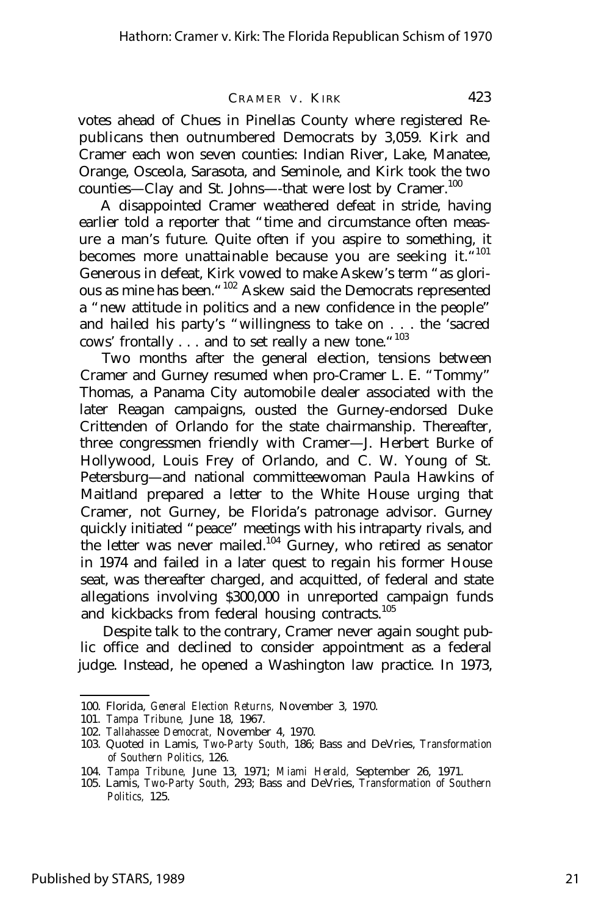votes ahead of Chues in Pinellas County where registered Republicans then outnumbered Democrats by 3,059. Kirk and Cramer each won seven counties: Indian River, Lake, Manatee, Orange, Osceola, Sarasota, and Seminole, and Kirk took the two counties—Clay and St. Johns—-that were lost by Cramer.[100]

A disappointed Cramer weathered defeat in stride, having earlier told a reporter that "time and circumstance often measure a man's future. Quite often if you aspire to something, it becomes more unattainable because you are seeking it."[101] Generous in defeat, Kirk vowed to make Askew's term "as glorious as mine has been."[102] Askew said the Democrats represented a "new attitude in politics and a new confidence in the people" and hailed his party's "willingness to take on . . . the 'sacred cows' frontally . . . and to set really a new tone."[103]

Two months after the general election, tensions between Cramer and Gurney resumed when pro-Cramer L. E. "Tommy" Thomas, a Panama City automobile dealer associated with the later Reagan campaigns, ousted the Gurney-endorsed Duke Crittenden of Orlando for the state chairmanship. Thereafter, three congressmen friendly with Cramer—J. Herbert Burke of Hollywood, Louis Frey of Orlando, and C. W. Young of St. Petersburg—and national committeewoman Paula Hawkins of Maitland prepared a letter to the White House urging that Cramer, not Gurney, be Florida's patronage advisor. Gurney quickly initiated "peace" meetings with his intraparty rivals, and the letter was never mailed.[104] Gurney, who retired as senator in 1974 and failed in a later quest to regain his former House seat, was thereafter charged, and acquitted, of federal and state allegations involving $300,000 in unreported campaign funds and kickbacks from federal housing contracts.[105]

Despite talk to the contrary, Cramer never again sought public office and declined to consider appointment as a federal judge. Instead, he opened a Washington law practice. In 1973,

---

100. Florida, *General Election Returns,* November 3, 1970.
101. *Tampa Tribune,* June 18, 1967.
102. *Tallahassee Democrat,* November 4, 1970.
103. Quoted in Lamis, *Two-Party South,* 186; Bass and DeVries, *Transformation of Southern Politics,* 126.
104. *Tampa Tribune,* June 13, 1971; *Miami Herald,* September 26, 1971.
105. Lamis, *Two-Party South,* 293; Bass and DeVries, *Transformation of Southern Politics,* 125.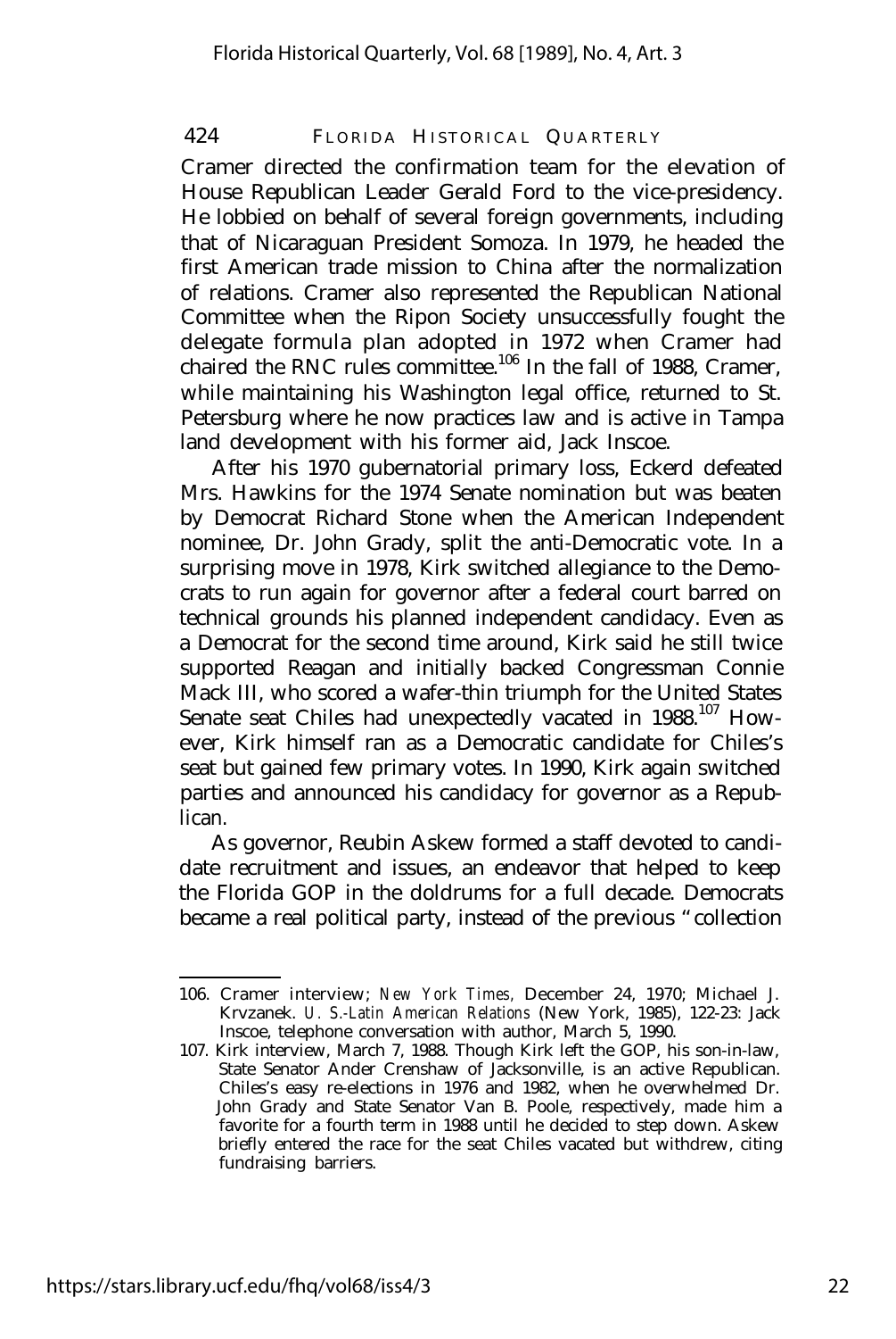Cramer directed the confirmation team for the elevation of House Republican Leader Gerald Ford to the vice-presidency. He lobbied on behalf of several foreign governments, including that of Nicaraguan President Somoza. In 1979, he headed the first American trade mission to China after the normalization of relations. Cramer also represented the Republican National Committee when the Ripon Society unsuccessfully fought the delegate formula plan adopted in 1972 when Cramer had chaired the RNC rules committee.[106] In the fall of 1988, Cramer, while maintaining his Washington legal office, returned to St. Petersburg where he now practices law and is active in Tampa land development with his former aid, Jack Inscoe.

After his 1970 gubernatorial primary loss, Eckerd defeated Mrs. Hawkins for the 1974 Senate nomination but was beaten by Democrat Richard Stone when the American Independent nominee, Dr. John Grady, split the anti-Democratic vote. In a surprising move in 1978, Kirk switched allegiance to the Democrats to run again for governor after a federal court barred on technical grounds his planned independent candidacy. Even as a Democrat for the second time around, Kirk said he still twice supported Reagan and initially backed Congressman Connie Mack III, who scored a wafer-thin triumph for the United States Senate seat Chiles had unexpectedly vacated in 1988.[107] However, Kirk himself ran as a Democratic candidate for Chiles's seat but gained few primary votes. In 1990, Kirk again switched parties and announced his candidacy for governor as a Republican.

As governor, Reubin Askew formed a staff devoted to candidate recruitment and issues, an endeavor that helped to keep the Florida GOP in the doldrums for a full decade. Democrats became a real political party, instead of the previous "collection

---

106. Cramer interview; *New York Times*, December 24, 1970; Michael J. Krvzanek. *U. S.-Latin American Relations* (New York, 1985), 122-23: Jack Inscoe, telephone conversation with author, March 5, 1990.

107. Kirk interview, March 7, 1988. Though Kirk left the GOP, his son-in-law, State Senator Ander Crenshaw of Jacksonville, is an active Republican. Chiles's easy re-elections in 1976 and 1982, when he overwhelmed Dr. John Grady and State Senator Van B. Poole, respectively, made him a favorite for a fourth term in 1988 until he decided to step down. Askew briefly entered the race for the seat Chiles vacated but withdrew, citing fundraising barriers.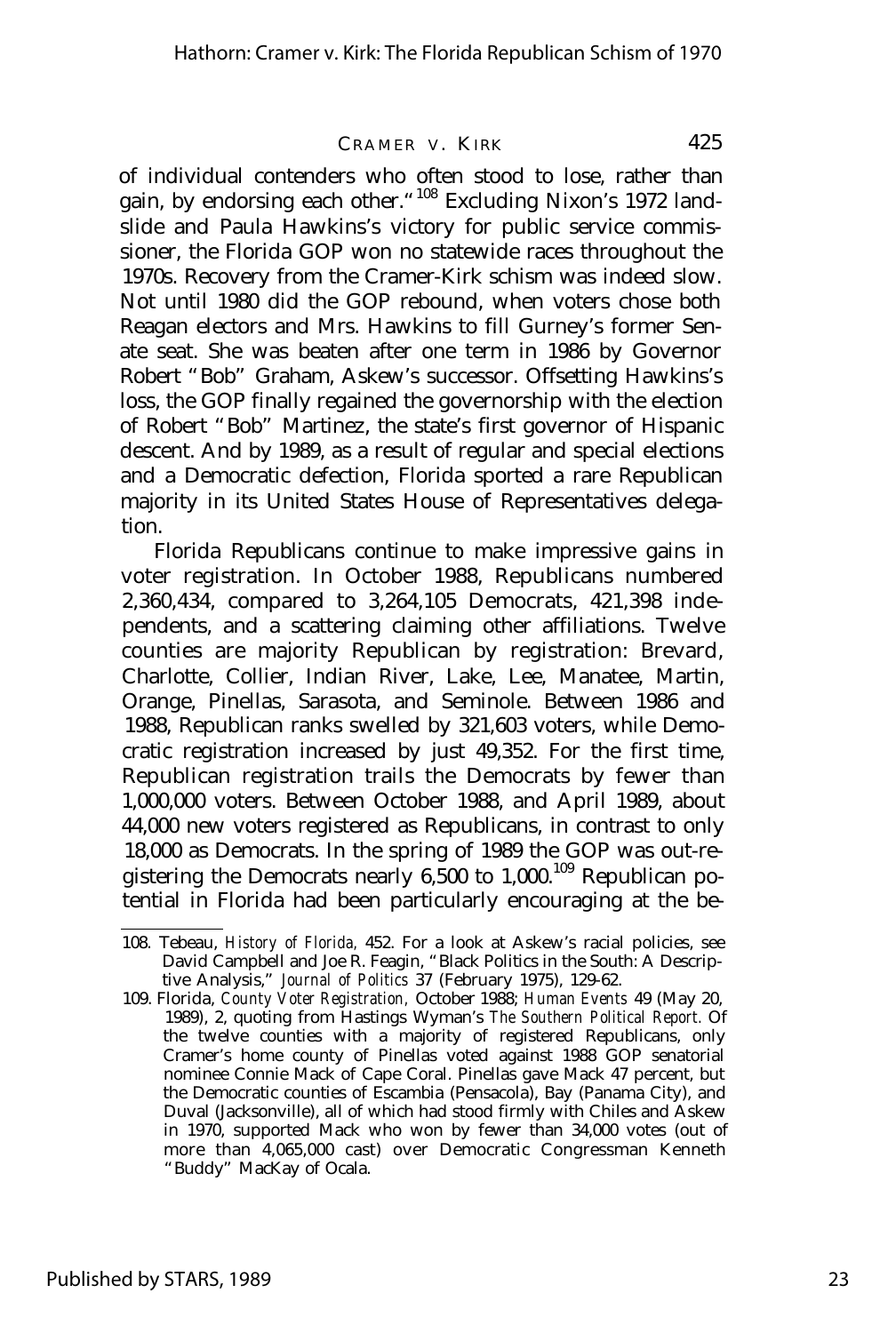of individual contenders who often stood to lose, rather than gain, by endorsing each other."[108] Excluding Nixon's 1972 landslide and Paula Hawkins's victory for public service commissioner, the Florida GOP won no statewide races throughout the 1970s. Recovery from the Cramer-Kirk schism was indeed slow. Not until 1980 did the GOP rebound, when voters chose both Reagan electors and Mrs. Hawkins to fill Gurney's former Senate seat. She was beaten after one term in 1986 by Governor Robert "Bob" Graham, Askew's successor. Offsetting Hawkins's loss, the GOP finally regained the governorship with the election of Robert "Bob" Martinez, the state's first governor of Hispanic descent. And by 1989, as a result of regular and special elections and a Democratic defection, Florida sported a rare Republican majority in its United States House of Representatives delegation.

Florida Republicans continue to make impressive gains in voter registration. In October 1988, Republicans numbered 2,360,434, compared to 3,264,105 Democrats, 421,398 independents, and a scattering claiming other affiliations. Twelve counties are majority Republican by registration: Brevard, Charlotte, Collier, Indian River, Lake, Lee, Manatee, Martin, Orange, Pinellas, Sarasota, and Seminole. Between 1986 and 1988, Republican ranks swelled by 321,603 voters, while Democratic registration increased by just 49,352. For the first time, Republican registration trails the Democrats by fewer than 1,000,000 voters. Between October 1988, and April 1989, about 44,000 new voters registered as Republicans, in contrast to only 18,000 as Democrats. In the spring of 1989 the GOP was out-registering the Democrats nearly 6,500 to 1,000.[109] Republican potential in Florida had been particularly encouraging at the be-

108. Tebeau, *History of Florida*, 452. For a look at Askew's racial policies, see David Campbell and Joe R. Feagin, "Black Politics in the South: A Descriptive Analysis," *Journal of Politics* 37 (February 1975), 129-62.

109. Florida, *County Voter Registration*, October 1988; *Human Events* 49 (May 20, 1989), 2, quoting from Hastings Wyman's *The Southern Political Report*. Of the twelve counties with a majority of registered Republicans, only Cramer's home county of Pinellas voted against 1988 GOP senatorial nominee Connie Mack of Cape Coral. Pinellas gave Mack 47 percent, but the Democratic counties of Escambia (Pensacola), Bay (Panama City), and Duval (Jacksonville), all of which had stood firmly with Chiles and Askew in 1970, supported Mack who won by fewer than 34,000 votes (out of more than 4,065,000 cast) over Democratic Congressman Kenneth "Buddy" MacKay of Ocala.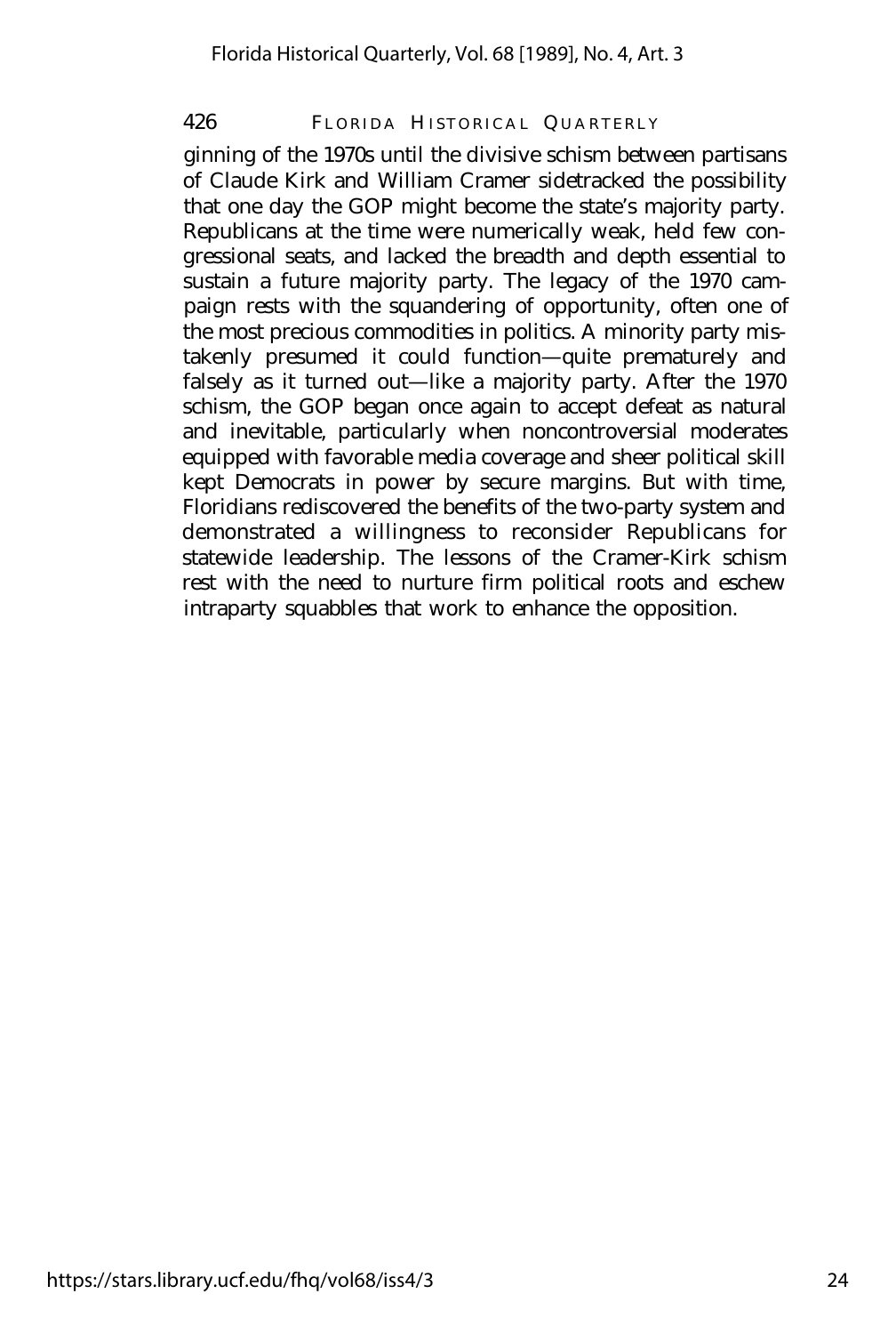ginning of the 1970s until the divisive schism between partisans of Claude Kirk and William Cramer sidetracked the possibility that one day the GOP might become the state's majority party. Republicans at the time were numerically weak, held few congressional seats, and lacked the breadth and depth essential to sustain a future majority party. The legacy of the 1970 campaign rests with the squandering of opportunity, often one of the most precious commodities in politics. A minority party mistakenly presumed it could function—quite prematurely and falsely as it turned out—like a majority party. After the 1970 schism, the GOP began once again to accept defeat as natural and inevitable, particularly when noncontroversial moderates equipped with favorable media coverage and sheer political skill kept Democrats in power by secure margins. But with time, Floridians rediscovered the benefits of the two-party system and demonstrated a willingness to reconsider Republicans for statewide leadership. The lessons of the Cramer-Kirk schism rest with the need to nurture firm political roots and eschew intraparty squabbles that work to enhance the opposition.